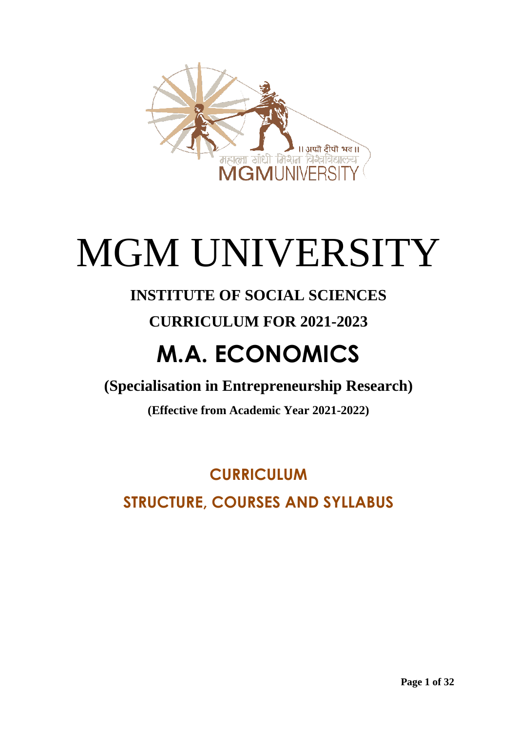# MGM UNIVERSITY

## INSTITUTE OF SOCIAL SCIENCES

## CURRICULUM FOR 2021-2023

# M.A. ECONOMICS

## (Specialisation in Entrepreneurship Research)

**(Effective from Academic Year 2021-2022)**

## CURRICULUM

## STRUCTURE, COURSES AND SYLLABUS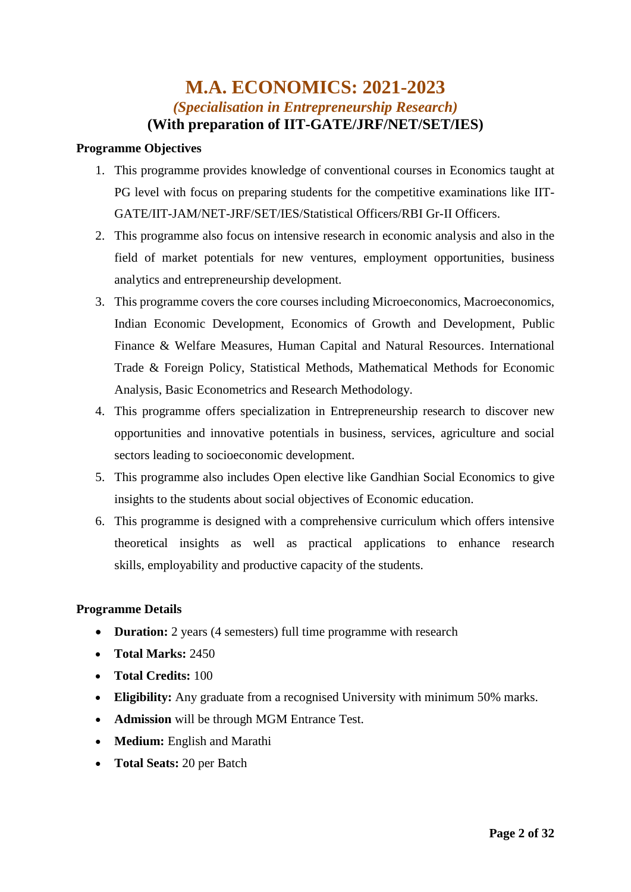# M.A. ECONOMICS: 2021-2023

## *(Specialisation in Entrepreneurship Research)*

## (With preparation of IIT-GATE/JRF/NET/SET/IES)

**Programme Objectives**

1. This programme provides knowledge of conventional courses in Economics taught at PG level with focus on preparing students for the competitive examinations like IIT-GATE/IIT-JAM/NET-JRF/SET/IES/Statistical Officers/RBI Gr-II Officers.
2. This programme also focus on intensive research in economic analysis and also in the field of market potentials for new ventures, employment opportunities, business analytics and entrepreneurship development.
3. This programme covers the core courses including Microeconomics, Macroeconomics, Indian Economic Development, Economics of Growth and Development, Public Finance & Welfare Measures, Human Capital and Natural Resources. International Trade & Foreign Policy, Statistical Methods, Mathematical Methods for Economic Analysis, Basic Econometrics and Research Methodology.
4. This programme offers specialization in Entrepreneurship research to discover new opportunities and innovative potentials in business, services, agriculture and social sectors leading to socioeconomic development.
5. This programme also includes Open elective like Gandhian Social Economics to give insights to the students about social objectives of Economic education.
6. This programme is designed with a comprehensive curriculum which offers intensive theoretical insights as well as practical applications to enhance research skills, employability and productive capacity of the students.

**Programme Details**

- **Duration:** 2 years (4 semesters) full time programme with research
- **Total Marks:** 2450
- **Total Credits:** 100
- **Eligibility:** Any graduate from a recognised University with minimum 50% marks.
- **Admission** will be through MGM Entrance Test.
- **Medium:** English and Marathi
- **Total Seats:** 20 per Batch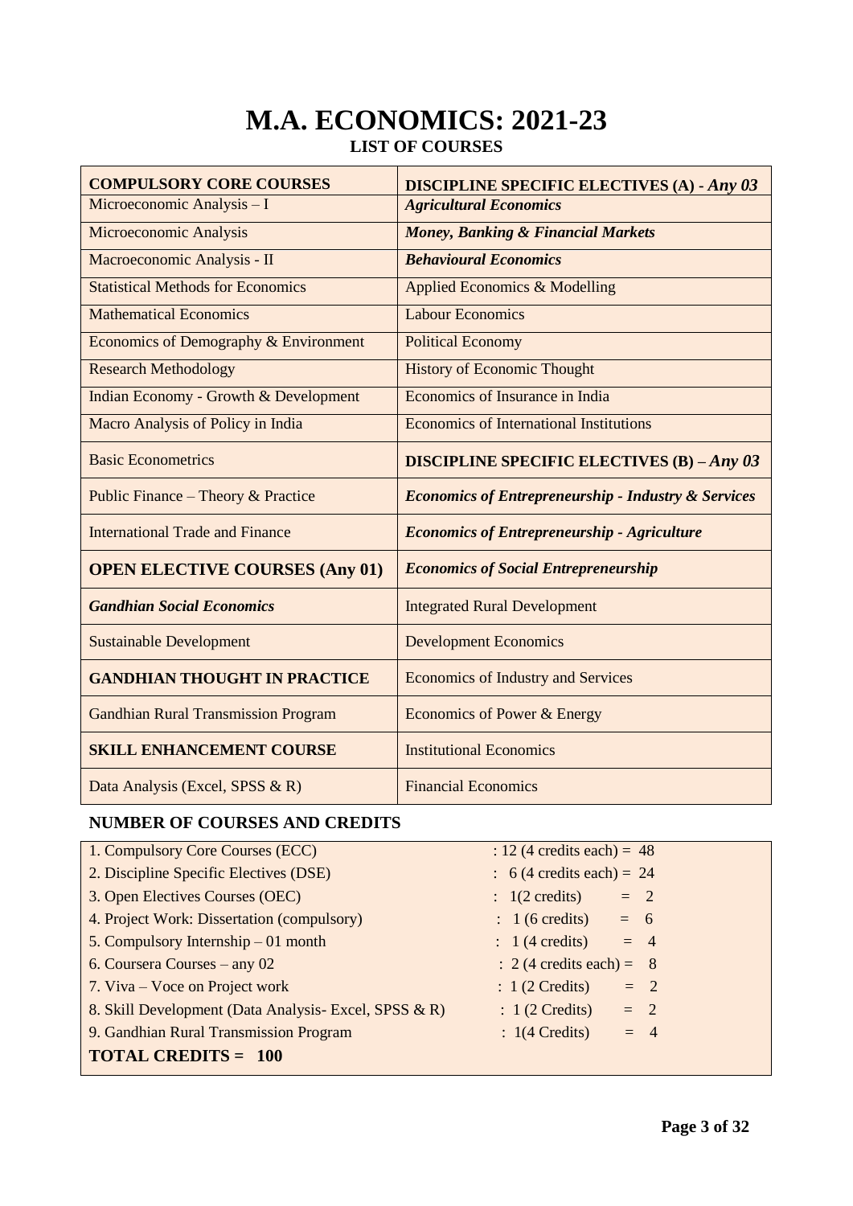# M.A. ECONOMICS: 2021-23

## LIST OF COURSES

| **COMPULSORY CORE COURSES** | **DISCIPLINE SPECIFIC ELECTIVES (A) -** ***Any 03*** |
|---|---|
| Microeconomic Analysis – I | ***Agricultural Economics*** |
| Microeconomic Analysis | ***Money, Banking & Financial Markets*** |
| Macroeconomic Analysis - II | ***Behavioural Economics*** |
| Statistical Methods for Economics | Applied Economics & Modelling |
| Mathematical Economics | Labour Economics |
| Economics of Demography & Environment | Political Economy |
| Research Methodology | History of Economic Thought |
| Indian Economy - Growth & Development | Economics of Insurance in India |
| Macro Analysis of Policy in India | Economics of International Institutions |
| Basic Econometrics | **DISCIPLINE SPECIFIC ELECTIVES (B) –** ***Any 03*** |
| Public Finance – Theory & Practice | ***Economics of Entrepreneurship - Industry & Services*** |
| International Trade and Finance | ***Economics of Entrepreneurship - Agriculture*** |
| **OPEN ELECTIVE COURSES (Any 01)** | ***Economics of Social Entrepreneurship*** |
| ***Gandhian Social Economics*** | Integrated Rural Development |
| Sustainable Development | Development Economics |
| **GANDHIAN THOUGHT IN PRACTICE** | Economics of Industry and Services |
| Gandhian Rural Transmission Program | Economics of Power & Energy |
| **SKILL ENHANCEMENT COURSE** | Institutional Economics |
| Data Analysis (Excel, SPSS & R) | Financial Economics |

### NUMBER OF COURSES AND CREDITS

| Course | Credits |
|---|---|
| 1. Compulsory Core Courses (ECC) | : 12 (4 credits each) = 48 |
| 2. Discipline Specific Electives (DSE) | : 6 (4 credits each) = 24 |
| 3. Open Electives Courses (OEC) | : 1(2 credits) = 2 |
| 4. Project Work: Dissertation (compulsory) | : 1 (6 credits) = 6 |
| 5. Compulsory Internship – 01 month | : 1 (4 credits) = 4 |
| 6. Coursera Courses – any 02 | : 2 (4 credits each) = 8 |
| 7. Viva – Voce on Project work | : 1 (2 Credits) = 2 |
| 8. Skill Development (Data Analysis- Excel, SPSS & R) | : 1 (2 Credits) = 2 |
| 9. Gandhian Rural Transmission Program | : 1(4 Credits) = 4 |
| **TOTAL CREDITS = 100** | |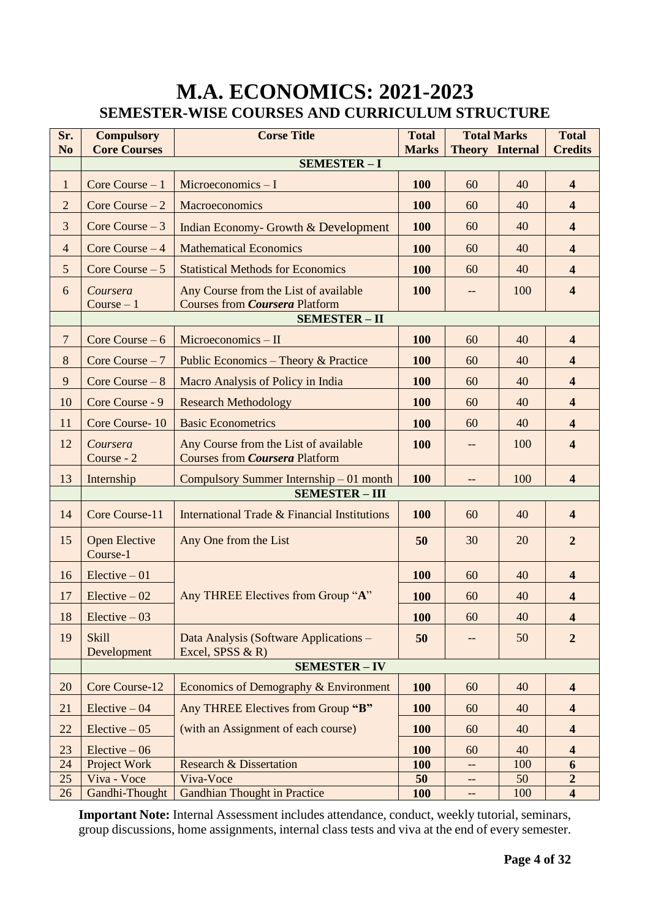# M.A. ECONOMICS: 2021-2023

## SEMESTER-WISE COURSES AND CURRICULUM STRUCTURE

| Sr. No | Compulsory Core Courses | Corse Title | Total Marks | Total Marks | | Total Credits |
|---|---|---|---|---|---|---|
| | | | | Theory | Internal | |
| | **SEMESTER – I** | | | | | |
| 1 | Core Course – 1 | Microeconomics – I | **100** | 60 | 40 | **4** |
| 2 | Core Course – 2 | Macroeconomics | **100** | 60 | 40 | **4** |
| 3 | Core Course – 3 | Indian Economy- Growth & Development | **100** | 60 | 40 | **4** |
| 4 | Core Course – 4 | Mathematical Economics | **100** | 60 | 40 | **4** |
| 5 | Core Course – 5 | Statistical Methods for Economics | **100** | 60 | 40 | **4** |
| 6 | *Coursera* Course – 1 | Any Course from the List of available Courses from ***Coursera*** Platform | **100** | -- | 100 | **4** |
| | **SEMESTER – II** | | | | | |
| 7 | Core Course – 6 | Microeconomics – II | **100** | 60 | 40 | **4** |
| 8 | Core Course – 7 | Public Economics – Theory & Practice | **100** | 60 | 40 | **4** |
| 9 | Core Course – 8 | Macro Analysis of Policy in India | **100** | 60 | 40 | **4** |
| 10 | Core Course - 9 | Research Methodology | **100** | 60 | 40 | **4** |
| 11 | Core Course- 10 | Basic Econometrics | **100** | 60 | 40 | **4** |
| 12 | *Coursera* Course - 2 | Any Course from the List of available Courses from ***Coursera*** Platform | **100** | -- | 100 | **4** |
| 13 | Internship | Compulsory Summer Internship – 01 month | **100** | -- | 100 | **4** |
| | **SEMESTER – III** | | | | | |
| 14 | Core Course-11 | International Trade & Financial Institutions | **100** | 60 | 40 | **4** |
| 15 | Open Elective Course-1 | Any One from the List | **50** | 30 | 20 | **2** |
| 16 | Elective – 01 | Any THREE Electives from Group "**A**" | **100** | 60 | 40 | **4** |
| 17 | Elective – 02 | | **100** | 60 | 40 | **4** |
| 18 | Elective – 03 | | **100** | 60 | 40 | **4** |
| 19 | Skill Development | Data Analysis (Software Applications – Excel, SPSS & R) | **50** | -- | 50 | **2** |
| | **SEMESTER – IV** | | | | | |
| 20 | Core Course-12 | Economics of Demography & Environment | **100** | 60 | 40 | **4** |
| 21 | Elective – 04 | Any THREE Electives from Group **"B"** (with an Assignment of each course) | **100** | 60 | 40 | **4** |
| 22 | Elective – 05 | | **100** | 60 | 40 | **4** |
| 23 | Elective – 06 | | **100** | 60 | 40 | **4** |
| 24 | Project Work | Research & Dissertation | **100** | -- | 100 | **6** |
| 25 | Viva - Voce | Viva-Voce | **50** | -- | 50 | **2** |
| 26 | Gandhi-Thought | Gandhian Thought in Practice | **100** | -- | 100 | **4** |

**Important Note:** Internal Assessment includes attendance, conduct, weekly tutorial, seminars, group discussions, home assignments, internal class tests and viva at the end of every semester.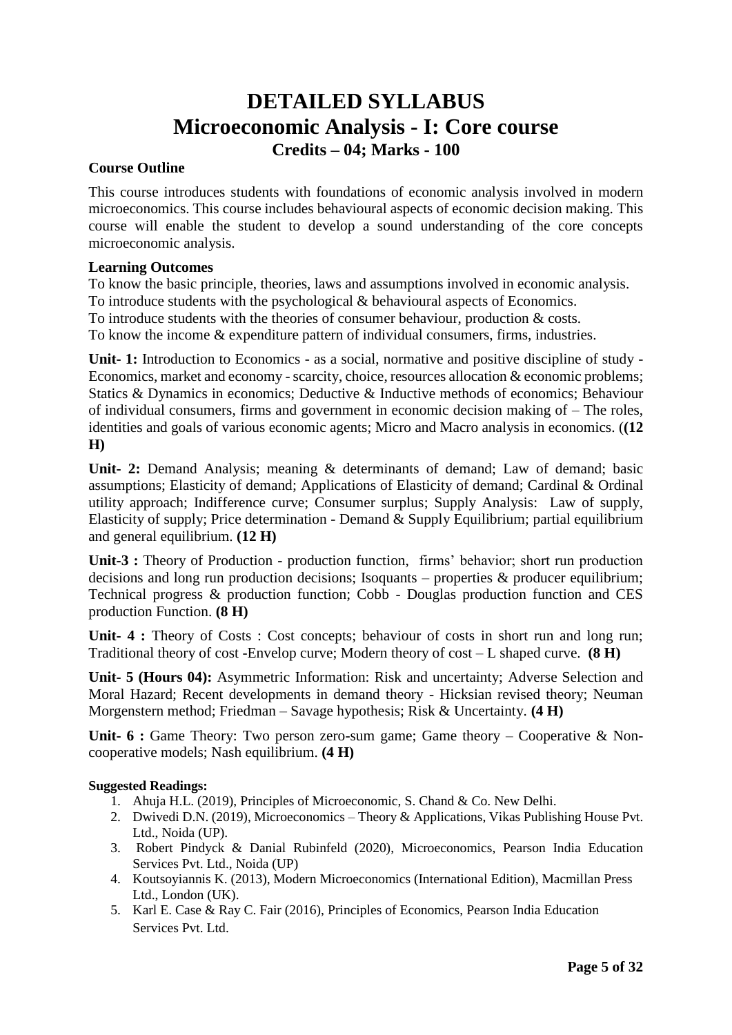# DETAILED SYLLABUS

## Microeconomic Analysis - I: Core course

### Credits – 04; Marks - 100

**Course Outline**

This course introduces students with foundations of economic analysis involved in modern microeconomics. This course includes behavioural aspects of economic decision making. This course will enable the student to develop a sound understanding of the core concepts microeconomic analysis.

**Learning Outcomes**

To know the basic principle, theories, laws and assumptions involved in economic analysis.
To introduce students with the psychological & behavioural aspects of Economics.
To introduce students with the theories of consumer behaviour, production & costs.
To know the income & expenditure pattern of individual consumers, firms, industries.

**Unit- 1:** Introduction to Economics - as a social, normative and positive discipline of study - Economics, market and economy - scarcity, choice, resources allocation & economic problems; Statics & Dynamics in economics; Deductive & Inductive methods of economics; Behaviour of individual consumers, firms and government in economic decision making of – The roles, identities and goals of various economic agents; Micro and Macro analysis in economics. (**(12 H)**

**Unit- 2:** Demand Analysis; meaning & determinants of demand; Law of demand; basic assumptions; Elasticity of demand; Applications of Elasticity of demand; Cardinal & Ordinal utility approach; Indifference curve; Consumer surplus; Supply Analysis: Law of supply, Elasticity of supply; Price determination - Demand & Supply Equilibrium; partial equilibrium and general equilibrium. **(12 H)**

**Unit-3 :** Theory of Production - production function, firms' behavior; short run production decisions and long run production decisions; Isoquants – properties & producer equilibrium; Technical progress & production function; Cobb - Douglas production function and CES production Function. **(8 H)**

**Unit- 4 :** Theory of Costs : Cost concepts; behaviour of costs in short run and long run; Traditional theory of cost -Envelop curve; Modern theory of cost – L shaped curve. **(8 H)**

**Unit- 5 (Hours 04):** Asymmetric Information: Risk and uncertainty; Adverse Selection and Moral Hazard; Recent developments in demand theory - Hicksian revised theory; Neuman Morgenstern method; Friedman – Savage hypothesis; Risk & Uncertainty. **(4 H)**

**Unit- 6 :** Game Theory: Two person zero-sum game; Game theory – Cooperative & Non-cooperative models; Nash equilibrium. **(4 H)**

**Suggested Readings:**

1. Ahuja H.L. (2019), Principles of Microeconomic, S. Chand & Co. New Delhi.
2. Dwivedi D.N. (2019), Microeconomics – Theory & Applications, Vikas Publishing House Pvt. Ltd., Noida (UP).
3. Robert Pindyck & Danial Rubinfeld (2020), Microeconomics, Pearson India Education Services Pvt. Ltd., Noida (UP)
4. Koutsoyiannis K. (2013), Modern Microeconomics (International Edition), Macmillan Press Ltd., London (UK).
5. Karl E. Case & Ray C. Fair (2016), Principles of Economics, Pearson India Education Services Pvt. Ltd.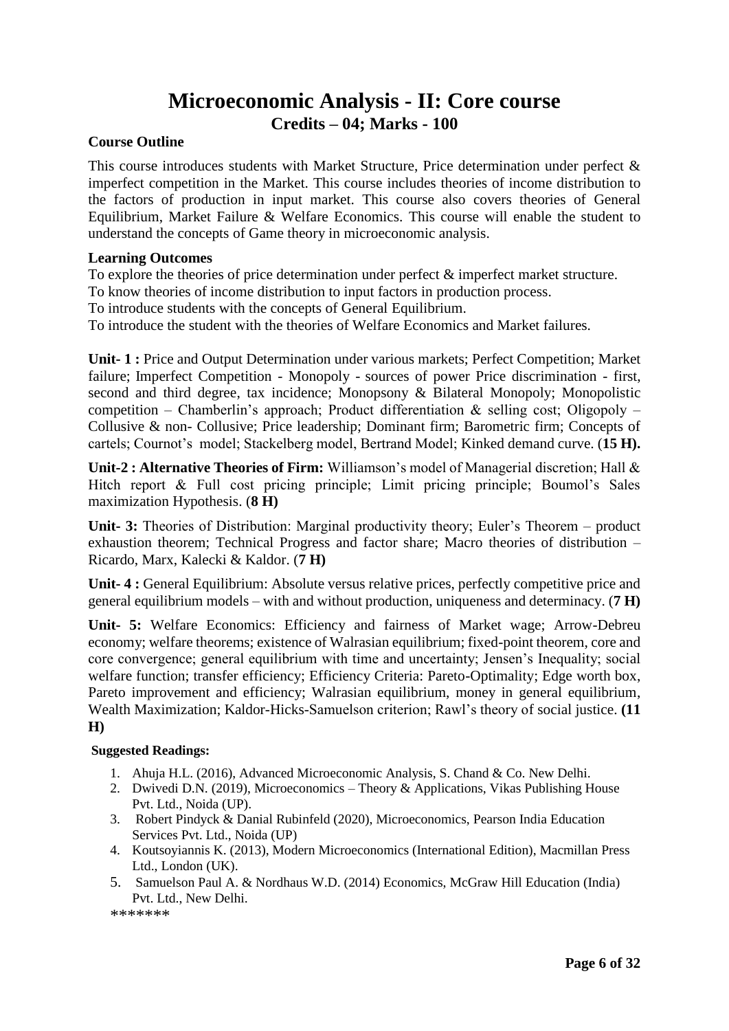# Microeconomic Analysis - II: Core course

## Credits – 04; Marks - 100

**Course Outline**

This course introduces students with Market Structure, Price determination under perfect & imperfect competition in the Market. This course includes theories of income distribution to the factors of production in input market. This course also covers theories of General Equilibrium, Market Failure & Welfare Economics. This course will enable the student to understand the concepts of Game theory in microeconomic analysis.

**Learning Outcomes**

To explore the theories of price determination under perfect & imperfect market structure.
To know theories of income distribution to input factors in production process.
To introduce students with the concepts of General Equilibrium.
To introduce the student with the theories of Welfare Economics and Market failures.

**Unit- 1 :** Price and Output Determination under various markets; Perfect Competition; Market failure; Imperfect Competition - Monopoly - sources of power Price discrimination - first, second and third degree, tax incidence; Monopsony & Bilateral Monopoly; Monopolistic competition – Chamberlin's approach; Product differentiation & selling cost; Oligopoly – Collusive & non- Collusive; Price leadership; Dominant firm; Barometric firm; Concepts of cartels; Cournot's model; Stackelberg model, Bertrand Model; Kinked demand curve. (**15 H).**

**Unit-2 : Alternative Theories of Firm:** Williamson's model of Managerial discretion; Hall & Hitch report & Full cost pricing principle; Limit pricing principle; Boumol's Sales maximization Hypothesis. (**8 H)**

**Unit- 3:** Theories of Distribution: Marginal productivity theory; Euler's Theorem – product exhaustion theorem; Technical Progress and factor share; Macro theories of distribution – Ricardo, Marx, Kalecki & Kaldor. (**7 H)**

**Unit- 4 :** General Equilibrium: Absolute versus relative prices, perfectly competitive price and general equilibrium models – with and without production, uniqueness and determinacy. (**7 H)**

**Unit- 5:** Welfare Economics: Efficiency and fairness of Market wage; Arrow-Debreu economy; welfare theorems; existence of Walrasian equilibrium; fixed-point theorem, core and core convergence; general equilibrium with time and uncertainty; Jensen's Inequality; social welfare function; transfer efficiency; Efficiency Criteria: Pareto-Optimality; Edge worth box, Pareto improvement and efficiency; Walrasian equilibrium, money in general equilibrium, Wealth Maximization; Kaldor-Hicks-Samuelson criterion; Rawl's theory of social justice. **(11 H)**

**Suggested Readings:**

1. Ahuja H.L. (2016), Advanced Microeconomic Analysis, S. Chand & Co. New Delhi.
2. Dwivedi D.N. (2019), Microeconomics – Theory & Applications, Vikas Publishing House Pvt. Ltd., Noida (UP).
3. Robert Pindyck & Danial Rubinfeld (2020), Microeconomics, Pearson India Education Services Pvt. Ltd., Noida (UP)
4. Koutsoyiannis K. (2013), Modern Microeconomics (International Edition), Macmillan Press Ltd., London (UK).
5. Samuelson Paul A. & Nordhaus W.D. (2014) Economics, McGraw Hill Education (India) Pvt. Ltd., New Delhi.

*******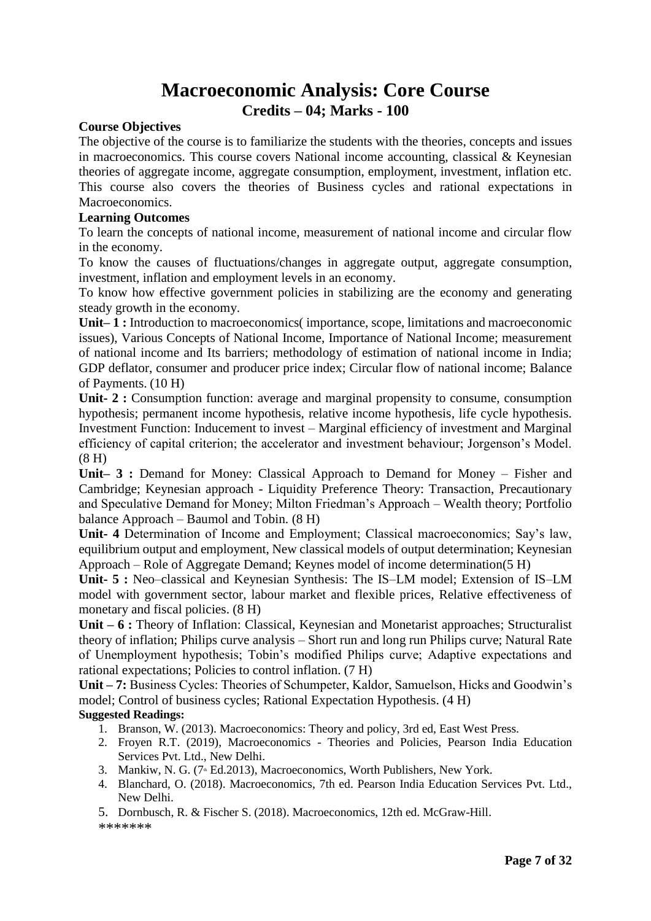# Macroeconomic Analysis: Core Course

## Credits – 04; Marks - 100

**Course Objectives**

The objective of the course is to familiarize the students with the theories, concepts and issues in macroeconomics. This course covers National income accounting, classical & Keynesian theories of aggregate income, aggregate consumption, employment, investment, inflation etc. This course also covers the theories of Business cycles and rational expectations in Macroeconomics.

**Learning Outcomes**

To learn the concepts of national income, measurement of national income and circular flow in the economy.

To know the causes of fluctuations/changes in aggregate output, aggregate consumption, investment, inflation and employment levels in an economy.

To know how effective government policies in stabilizing are the economy and generating steady growth in the economy.

**Unit– 1 :** Introduction to macroeconomics( importance, scope, limitations and macroeconomic issues), Various Concepts of National Income, Importance of National Income; measurement of national income and Its barriers; methodology of estimation of national income in India; GDP deflator, consumer and producer price index; Circular flow of national income; Balance of Payments. (10 H)

**Unit- 2 :** Consumption function: average and marginal propensity to consume, consumption hypothesis; permanent income hypothesis, relative income hypothesis, life cycle hypothesis. Investment Function: Inducement to invest – Marginal efficiency of investment and Marginal efficiency of capital criterion; the accelerator and investment behaviour; Jorgenson's Model. (8 H)

**Unit– 3 :** Demand for Money: Classical Approach to Demand for Money – Fisher and Cambridge; Keynesian approach - Liquidity Preference Theory: Transaction, Precautionary and Speculative Demand for Money; Milton Friedman's Approach – Wealth theory; Portfolio balance Approach – Baumol and Tobin. (8 H)

**Unit- 4** Determination of Income and Employment; Classical macroeconomics; Say's law, equilibrium output and employment, New classical models of output determination; Keynesian Approach – Role of Aggregate Demand; Keynes model of income determination(5 H)

**Unit- 5 :** Neo–classical and Keynesian Synthesis: The IS–LM model; Extension of IS–LM model with government sector, labour market and flexible prices, Relative effectiveness of monetary and fiscal policies. (8 H)

**Unit – 6 :** Theory of Inflation: Classical, Keynesian and Monetarist approaches; Structuralist theory of inflation; Philips curve analysis – Short run and long run Philips curve; Natural Rate of Unemployment hypothesis; Tobin's modified Philips curve; Adaptive expectations and rational expectations; Policies to control inflation. (7 H)

**Unit – 7:** Business Cycles: Theories of Schumpeter, Kaldor, Samuelson, Hicks and Goodwin's model; Control of business cycles; Rational Expectation Hypothesis. (4 H)

**Suggested Readings:**

1. Branson, W. (2013). Macroeconomics: Theory and policy, 3rd ed, East West Press.
2. Froyen R.T. (2019), Macroeconomics - Theories and Policies, Pearson India Education Services Pvt. Ltd., New Delhi.
3. Mankiw, N. G. (7th Ed.2013), Macroeconomics, Worth Publishers, New York.
4. Blanchard, O. (2018). Macroeconomics, 7th ed. Pearson India Education Services Pvt. Ltd., New Delhi.
5. Dornbusch, R. & Fischer S. (2018). Macroeconomics, 12th ed. McGraw-Hill.

*******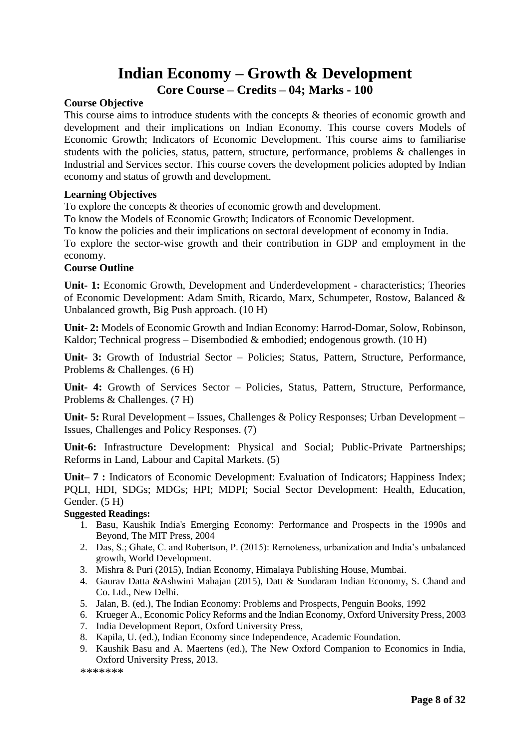# Indian Economy – Growth & Development

## Core Course – Credits – 04; Marks - 100

**Course Objective**

This course aims to introduce students with the concepts & theories of economic growth and development and their implications on Indian Economy. This course covers Models of Economic Growth; Indicators of Economic Development. This course aims to familiarise students with the policies, status, pattern, structure, performance, problems & challenges in Industrial and Services sector. This course covers the development policies adopted by Indian economy and status of growth and development.

**Learning Objectives**

To explore the concepts & theories of economic growth and development.

To know the Models of Economic Growth; Indicators of Economic Development.

To know the policies and their implications on sectoral development of economy in India.

To explore the sector-wise growth and their contribution in GDP and employment in the economy.

**Course Outline**

**Unit- 1:** Economic Growth, Development and Underdevelopment - characteristics; Theories of Economic Development: Adam Smith, Ricardo, Marx, Schumpeter, Rostow, Balanced & Unbalanced growth, Big Push approach. (10 H)

**Unit- 2:** Models of Economic Growth and Indian Economy: Harrod-Domar, Solow, Robinson, Kaldor; Technical progress – Disembodied & embodied; endogenous growth. (10 H)

**Unit- 3:** Growth of Industrial Sector – Policies; Status, Pattern, Structure, Performance, Problems & Challenges. (6 H)

**Unit- 4:** Growth of Services Sector – Policies, Status, Pattern, Structure, Performance, Problems & Challenges. (7 H)

**Unit- 5:** Rural Development – Issues, Challenges & Policy Responses; Urban Development – Issues, Challenges and Policy Responses. (7)

**Unit-6:** Infrastructure Development: Physical and Social; Public-Private Partnerships; Reforms in Land, Labour and Capital Markets. (5)

**Unit– 7 :** Indicators of Economic Development: Evaluation of Indicators; Happiness Index; PQLI, HDI, SDGs; MDGs; HPI; MDPI; Social Sector Development: Health, Education, Gender. (5 H)

**Suggested Readings:**

1. Basu, Kaushik India's Emerging Economy: Performance and Prospects in the 1990s and Beyond, The MIT Press, 2004
2. Das, S.; Ghate, C. and Robertson, P. (2015): Remoteness, urbanization and India's unbalanced growth, World Development.
3. Mishra & Puri (2015), Indian Economy, Himalaya Publishing House, Mumbai.
4. Gaurav Datta &Ashwini Mahajan (2015), Datt & Sundaram Indian Economy, S. Chand and Co. Ltd., New Delhi.
5. Jalan, B. (ed.), The Indian Economy: Problems and Prospects, Penguin Books, 1992
6. Krueger A., Economic Policy Reforms and the Indian Economy, Oxford University Press, 2003
7. India Development Report, Oxford University Press,
8. Kapila, U. (ed.), Indian Economy since Independence, Academic Foundation.
9. Kaushik Basu and A. Maertens (ed.), The New Oxford Companion to Economics in India, Oxford University Press, 2013.

*******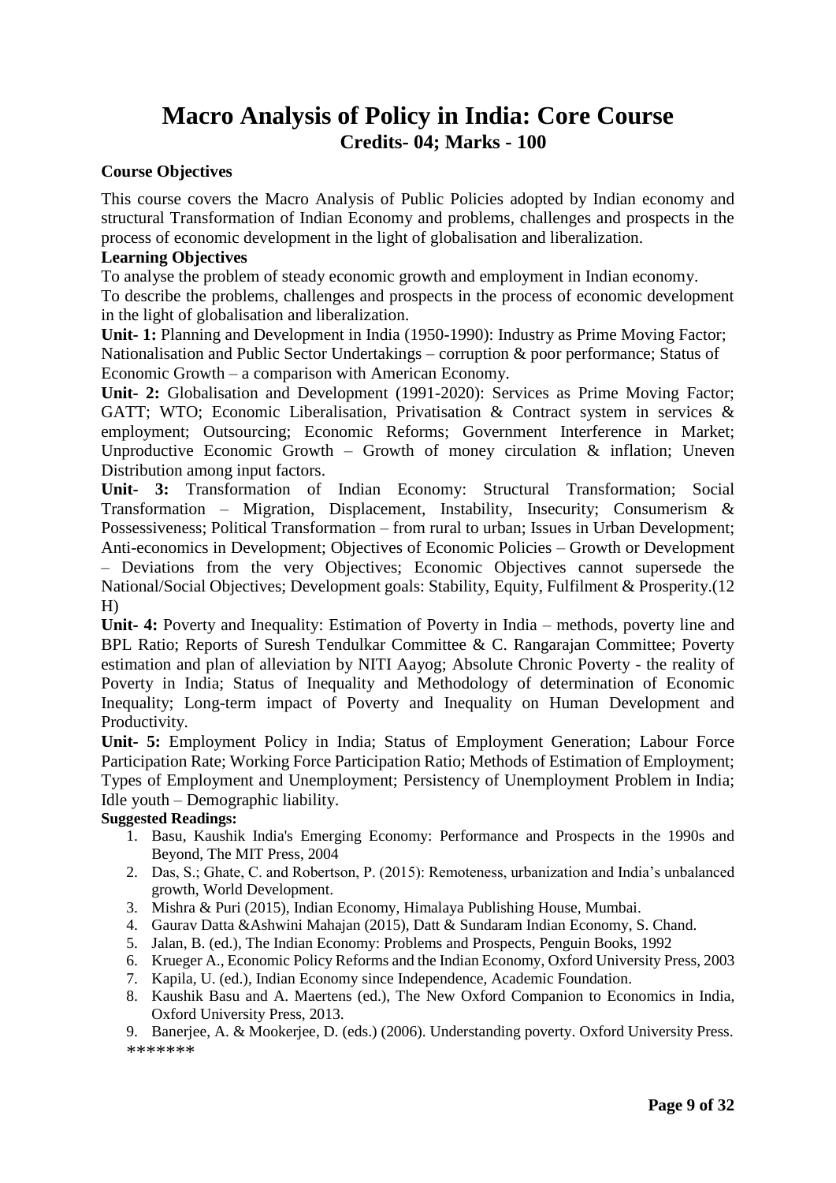# Macro Analysis of Policy in India: Core Course

## Credits- 04; Marks - 100

**Course Objectives**

This course covers the Macro Analysis of Public Policies adopted by Indian economy and structural Transformation of Indian Economy and problems, challenges and prospects in the process of economic development in the light of globalisation and liberalization.

**Learning Objectives**

To analyse the problem of steady economic growth and employment in Indian economy.

To describe the problems, challenges and prospects in the process of economic development in the light of globalisation and liberalization.

**Unit- 1:** Planning and Development in India (1950-1990): Industry as Prime Moving Factor; Nationalisation and Public Sector Undertakings – corruption & poor performance; Status of Economic Growth – a comparison with American Economy.

**Unit- 2:** Globalisation and Development (1991-2020): Services as Prime Moving Factor; GATT; WTO; Economic Liberalisation, Privatisation & Contract system in services & employment; Outsourcing; Economic Reforms; Government Interference in Market; Unproductive Economic Growth – Growth of money circulation & inflation; Uneven Distribution among input factors.

**Unit- 3:** Transformation of Indian Economy: Structural Transformation; Social Transformation – Migration, Displacement, Instability, Insecurity; Consumerism & Possessiveness; Political Transformation – from rural to urban; Issues in Urban Development; Anti-economics in Development; Objectives of Economic Policies – Growth or Development – Deviations from the very Objectives; Economic Objectives cannot supersede the National/Social Objectives; Development goals: Stability, Equity, Fulfilment & Prosperity.(12 H)

**Unit- 4:** Poverty and Inequality: Estimation of Poverty in India – methods, poverty line and BPL Ratio; Reports of Suresh Tendulkar Committee & C. Rangarajan Committee; Poverty estimation and plan of alleviation by NITI Aayog; Absolute Chronic Poverty - the reality of Poverty in India; Status of Inequality and Methodology of determination of Economic Inequality; Long-term impact of Poverty and Inequality on Human Development and Productivity.

**Unit- 5:** Employment Policy in India; Status of Employment Generation; Labour Force Participation Rate; Working Force Participation Ratio; Methods of Estimation of Employment; Types of Employment and Unemployment; Persistency of Unemployment Problem in India; Idle youth – Demographic liability.

**Suggested Readings:**

1. Basu, Kaushik India's Emerging Economy: Performance and Prospects in the 1990s and Beyond, The MIT Press, 2004
2. Das, S.; Ghate, C. and Robertson, P. (2015): Remoteness, urbanization and India's unbalanced growth, World Development.
3. Mishra & Puri (2015), Indian Economy, Himalaya Publishing House, Mumbai.
4. Gaurav Datta &Ashwini Mahajan (2015), Datt & Sundaram Indian Economy, S. Chand.
5. Jalan, B. (ed.), The Indian Economy: Problems and Prospects, Penguin Books, 1992
6. Krueger A., Economic Policy Reforms and the Indian Economy, Oxford University Press, 2003
7. Kapila, U. (ed.), Indian Economy since Independence, Academic Foundation.
8. Kaushik Basu and A. Maertens (ed.), The New Oxford Companion to Economics in India, Oxford University Press, 2013.
9. Banerjee, A. & Mookerjee, D. (eds.) (2006). Understanding poverty. Oxford University Press.

*******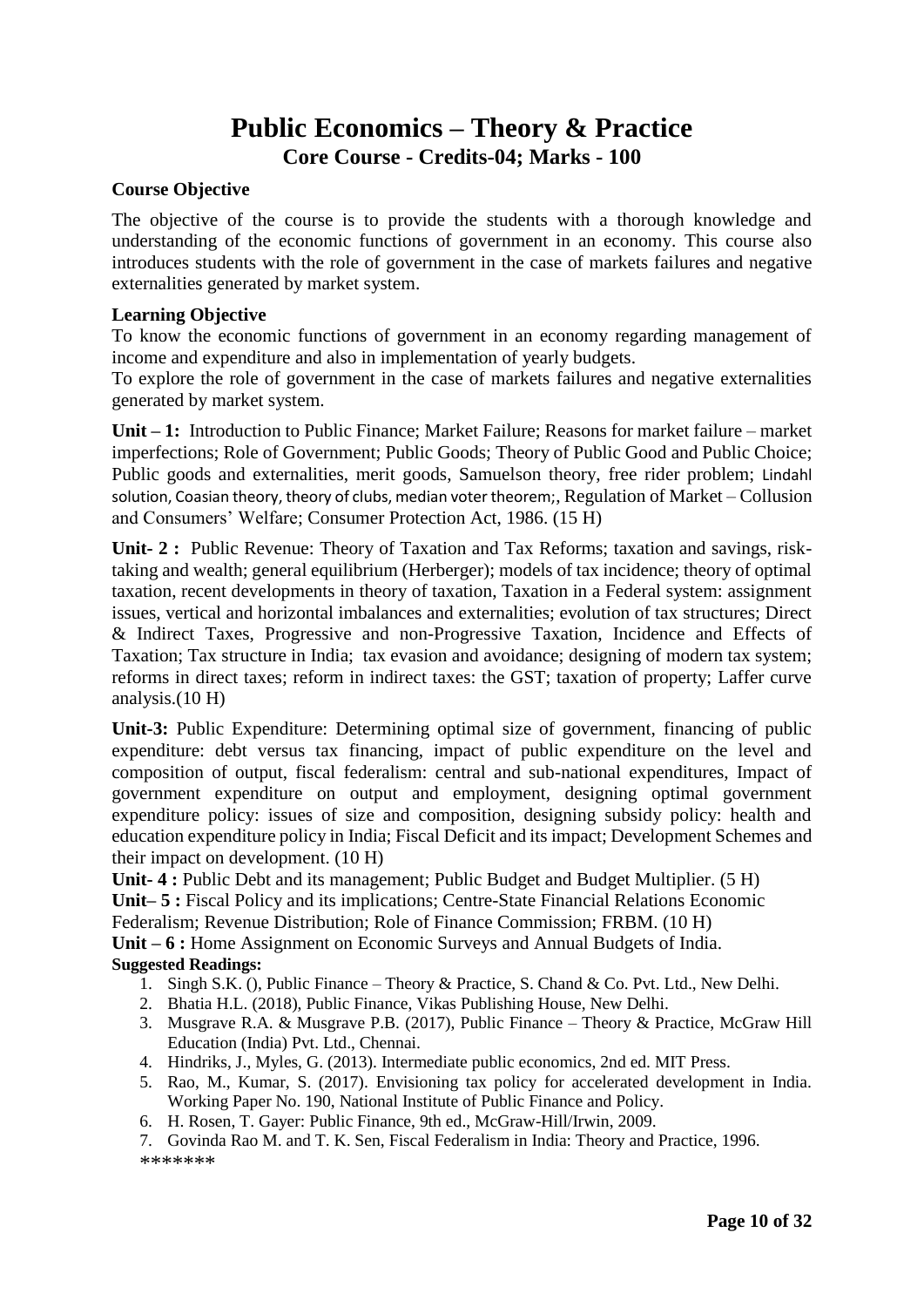# Public Economics – Theory & Practice

## Core Course - Credits-04; Marks - 100

**Course Objective**

The objective of the course is to provide the students with a thorough knowledge and understanding of the economic functions of government in an economy. This course also introduces students with the role of government in the case of markets failures and negative externalities generated by market system.

**Learning Objective**

To know the economic functions of government in an economy regarding management of income and expenditure and also in implementation of yearly budgets.

To explore the role of government in the case of markets failures and negative externalities generated by market system.

**Unit – 1:** Introduction to Public Finance; Market Failure; Reasons for market failure – market imperfections; Role of Government; Public Goods; Theory of Public Good and Public Choice; Public goods and externalities, merit goods, Samuelson theory, free rider problem; Lindahl solution, Coasian theory, theory of clubs, median voter theorem;, Regulation of Market – Collusion and Consumers' Welfare; Consumer Protection Act, 1986. (15 H)

**Unit- 2 :** Public Revenue: Theory of Taxation and Tax Reforms; taxation and savings, risk-taking and wealth; general equilibrium (Herberger); models of tax incidence; theory of optimal taxation, recent developments in theory of taxation, Taxation in a Federal system: assignment issues, vertical and horizontal imbalances and externalities; evolution of tax structures; Direct & Indirect Taxes, Progressive and non-Progressive Taxation, Incidence and Effects of Taxation; Tax structure in India; tax evasion and avoidance; designing of modern tax system; reforms in direct taxes; reform in indirect taxes: the GST; taxation of property; Laffer curve analysis.(10 H)

**Unit-3:** Public Expenditure: Determining optimal size of government, financing of public expenditure: debt versus tax financing, impact of public expenditure on the level and composition of output, fiscal federalism: central and sub-national expenditures, Impact of government expenditure on output and employment, designing optimal government expenditure policy: issues of size and composition, designing subsidy policy: health and education expenditure policy in India; Fiscal Deficit and its impact; Development Schemes and their impact on development. (10 H)

**Unit- 4 :** Public Debt and its management; Public Budget and Budget Multiplier. (5 H)

**Unit– 5 :** Fiscal Policy and its implications; Centre-State Financial Relations Economic Federalism; Revenue Distribution; Role of Finance Commission; FRBM. (10 H)

**Unit – 6 :** Home Assignment on Economic Surveys and Annual Budgets of India.

**Suggested Readings:**

1. Singh S.K. (), Public Finance – Theory & Practice, S. Chand & Co. Pvt. Ltd., New Delhi.
2. Bhatia H.L. (2018), Public Finance, Vikas Publishing House, New Delhi.
3. Musgrave R.A. & Musgrave P.B. (2017), Public Finance – Theory & Practice, McGraw Hill Education (India) Pvt. Ltd., Chennai.
4. Hindriks, J., Myles, G. (2013). Intermediate public economics, 2nd ed. MIT Press.
5. Rao, M., Kumar, S. (2017). Envisioning tax policy for accelerated development in India. Working Paper No. 190, National Institute of Public Finance and Policy.
6. H. Rosen, T. Gayer: Public Finance, 9th ed., McGraw-Hill/Irwin, 2009.
7. Govinda Rao M. and T. K. Sen, Fiscal Federalism in India: Theory and Practice, 1996.

*******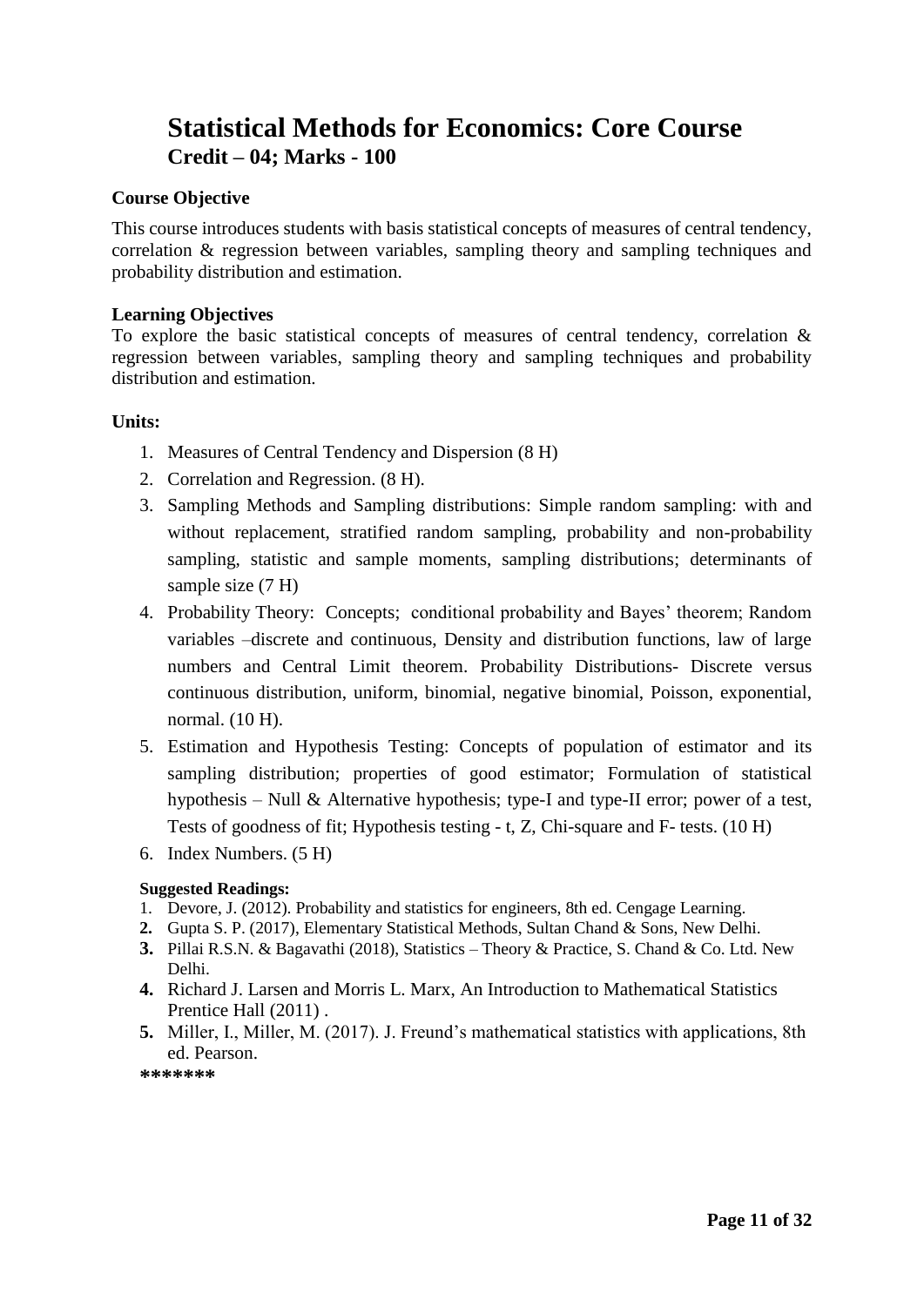# Statistical Methods for Economics: Core Course

## Credit – 04; Marks - 100

**Course Objective**

This course introduces students with basis statistical concepts of measures of central tendency, correlation & regression between variables, sampling theory and sampling techniques and probability distribution and estimation.

**Learning Objectives**

To explore the basic statistical concepts of measures of central tendency, correlation & regression between variables, sampling theory and sampling techniques and probability distribution and estimation.

**Units:**

1. Measures of Central Tendency and Dispersion (8 H)
2. Correlation and Regression. (8 H).
3. Sampling Methods and Sampling distributions: Simple random sampling: with and without replacement, stratified random sampling, probability and non-probability sampling, statistic and sample moments, sampling distributions; determinants of sample size (7 H)
4. Probability Theory: Concepts; conditional probability and Bayes' theorem; Random variables –discrete and continuous, Density and distribution functions, law of large numbers and Central Limit theorem. Probability Distributions- Discrete versus continuous distribution, uniform, binomial, negative binomial, Poisson, exponential, normal. (10 H).
5. Estimation and Hypothesis Testing: Concepts of population of estimator and its sampling distribution; properties of good estimator; Formulation of statistical hypothesis – Null & Alternative hypothesis; type-I and type-II error; power of a test, Tests of goodness of fit; Hypothesis testing - t, Z, Chi-square and F- tests. (10 H)
6. Index Numbers. (5 H)

**Suggested Readings:**

1. Devore, J. (2012). Probability and statistics for engineers, 8th ed. Cengage Learning.
2. Gupta S. P. (2017), Elementary Statistical Methods, Sultan Chand & Sons, New Delhi.
3. Pillai R.S.N. & Bagavathi (2018), Statistics – Theory & Practice, S. Chand & Co. Ltd. New Delhi.
4. Richard J. Larsen and Morris L. Marx, An Introduction to Mathematical Statistics Prentice Hall (2011) .
5. Miller, I., Miller, M. (2017). J. Freund's mathematical statistics with applications, 8th ed. Pearson.

*******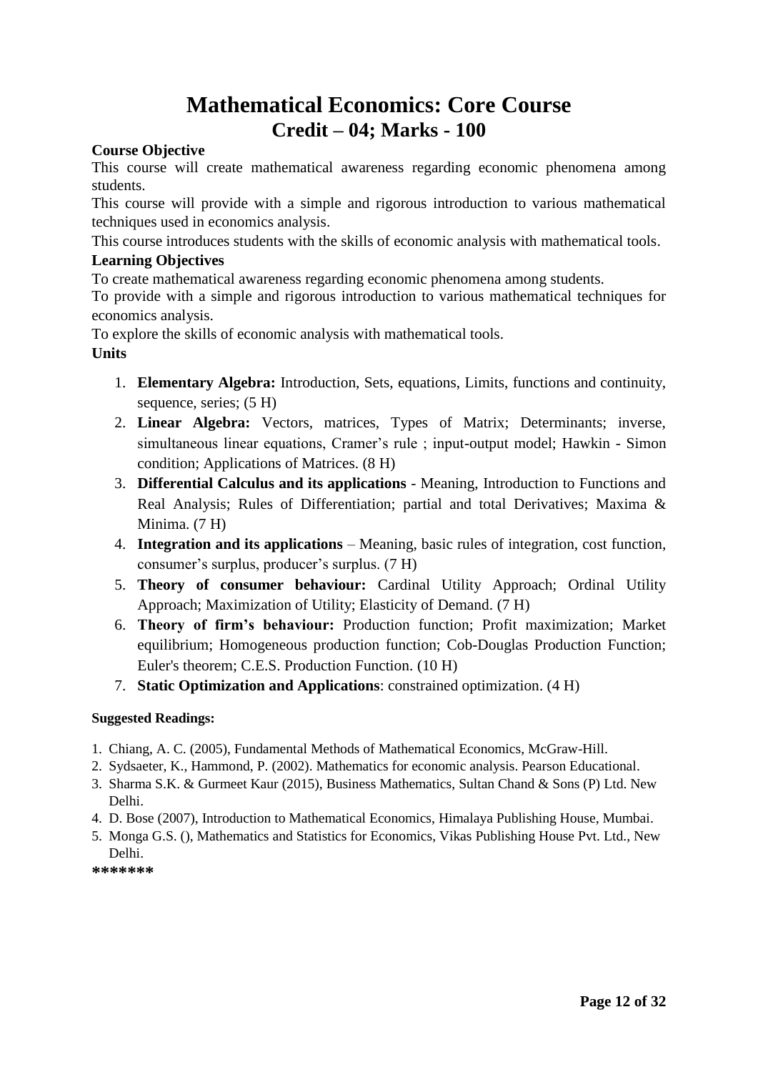# Mathematical Economics: Core Course

## Credit – 04; Marks - 100

**Course Objective**

This course will create mathematical awareness regarding economic phenomena among students.

This course will provide with a simple and rigorous introduction to various mathematical techniques used in economics analysis.

This course introduces students with the skills of economic analysis with mathematical tools.

**Learning Objectives**

To create mathematical awareness regarding economic phenomena among students.

To provide with a simple and rigorous introduction to various mathematical techniques for economics analysis.

To explore the skills of economic analysis with mathematical tools.

**Units**

1. **Elementary Algebra:** Introduction, Sets, equations, Limits, functions and continuity, sequence, series; (5 H)
2. **Linear Algebra:** Vectors, matrices, Types of Matrix; Determinants; inverse, simultaneous linear equations, Cramer's rule ; input-output model; Hawkin - Simon condition; Applications of Matrices. (8 H)
3. **Differential Calculus and its applications** - Meaning, Introduction to Functions and Real Analysis; Rules of Differentiation; partial and total Derivatives; Maxima & Minima. (7 H)
4. **Integration and its applications** – Meaning, basic rules of integration, cost function, consumer's surplus, producer's surplus. (7 H)
5. **Theory of consumer behaviour:** Cardinal Utility Approach; Ordinal Utility Approach; Maximization of Utility; Elasticity of Demand. (7 H)
6. **Theory of firm's behaviour:** Production function; Profit maximization; Market equilibrium; Homogeneous production function; Cob-Douglas Production Function; Euler's theorem; C.E.S. Production Function. (10 H)
7. **Static Optimization and Applications**: constrained optimization. (4 H)

**Suggested Readings:**

1. Chiang, A. C. (2005), Fundamental Methods of Mathematical Economics, McGraw-Hill.
2. Sydsaeter, K., Hammond, P. (2002). Mathematics for economic analysis. Pearson Educational.
3. Sharma S.K. & Gurmeet Kaur (2015), Business Mathematics, Sultan Chand & Sons (P) Ltd. New Delhi.
4. D. Bose (2007), Introduction to Mathematical Economics, Himalaya Publishing House, Mumbai.
5. Monga G.S. (), Mathematics and Statistics for Economics, Vikas Publishing House Pvt. Ltd., New Delhi.

*******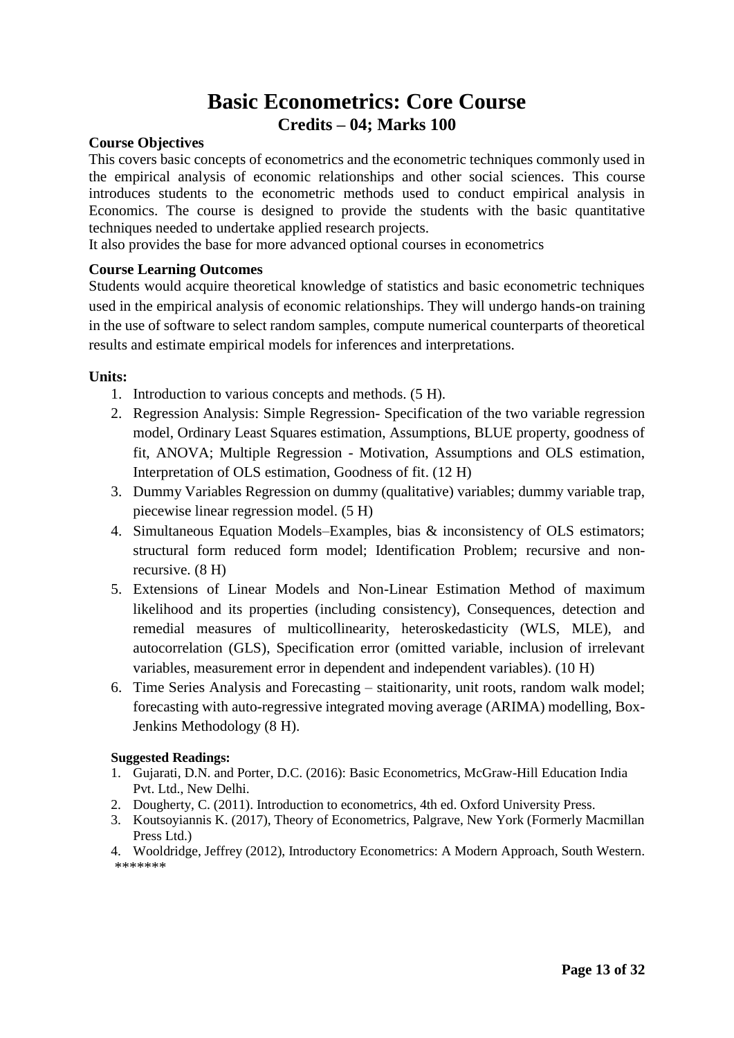# Basic Econometrics: Core Course

## Credits – 04; Marks 100

**Course Objectives**

This covers basic concepts of econometrics and the econometric techniques commonly used in the empirical analysis of economic relationships and other social sciences. This course introduces students to the econometric methods used to conduct empirical analysis in Economics. The course is designed to provide the students with the basic quantitative techniques needed to undertake applied research projects.

It also provides the base for more advanced optional courses in econometrics

**Course Learning Outcomes**

Students would acquire theoretical knowledge of statistics and basic econometric techniques used in the empirical analysis of economic relationships. They will undergo hands-on training in the use of software to select random samples, compute numerical counterparts of theoretical results and estimate empirical models for inferences and interpretations.

**Units:**

1. Introduction to various concepts and methods. (5 H).
2. Regression Analysis: Simple Regression- Specification of the two variable regression model, Ordinary Least Squares estimation, Assumptions, BLUE property, goodness of fit, ANOVA; Multiple Regression - Motivation, Assumptions and OLS estimation, Interpretation of OLS estimation, Goodness of fit. (12 H)
3. Dummy Variables Regression on dummy (qualitative) variables; dummy variable trap, piecewise linear regression model. (5 H)
4. Simultaneous Equation Models–Examples, bias & inconsistency of OLS estimators; structural form reduced form model; Identification Problem; recursive and non-recursive. (8 H)
5. Extensions of Linear Models and Non-Linear Estimation Method of maximum likelihood and its properties (including consistency), Consequences, detection and remedial measures of multicollinearity, heteroskedasticity (WLS, MLE), and autocorrelation (GLS), Specification error (omitted variable, inclusion of irrelevant variables, measurement error in dependent and independent variables). (10 H)
6. Time Series Analysis and Forecasting – staitionarity, unit roots, random walk model; forecasting with auto-regressive integrated moving average (ARIMA) modelling, Box-Jenkins Methodology (8 H).

**Suggested Readings:**

1. Gujarati, D.N. and Porter, D.C. (2016): Basic Econometrics, McGraw-Hill Education India Pvt. Ltd., New Delhi.
2. Dougherty, C. (2011). Introduction to econometrics, 4th ed. Oxford University Press.
3. Koutsoyiannis K. (2017), Theory of Econometrics, Palgrave, New York (Formerly Macmillan Press Ltd.)
4. Wooldridge, Jeffrey (2012), Introductory Econometrics: A Modern Approach, South Western.

*******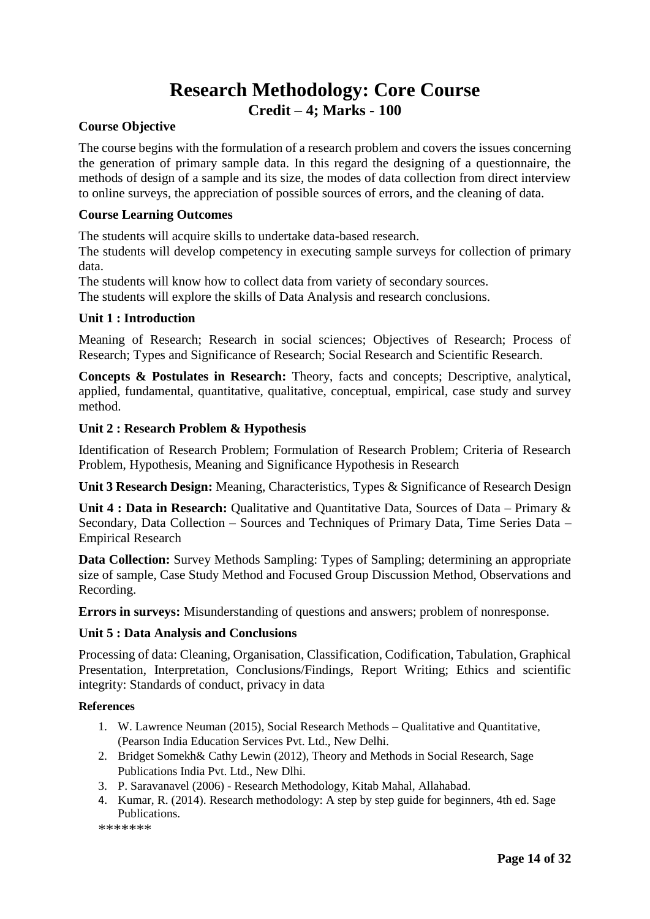# Research Methodology: Core Course

## Credit – 4; Marks - 100

**Course Objective**

The course begins with the formulation of a research problem and covers the issues concerning the generation of primary sample data. In this regard the designing of a questionnaire, the methods of design of a sample and its size, the modes of data collection from direct interview to online surveys, the appreciation of possible sources of errors, and the cleaning of data.

**Course Learning Outcomes**

The students will acquire skills to undertake data-based research.
The students will develop competency in executing sample surveys for collection of primary data.
The students will know how to collect data from variety of secondary sources.
The students will explore the skills of Data Analysis and research conclusions.

**Unit 1 : Introduction**

Meaning of Research; Research in social sciences; Objectives of Research; Process of Research; Types and Significance of Research; Social Research and Scientific Research.

**Concepts & Postulates in Research:** Theory, facts and concepts; Descriptive, analytical, applied, fundamental, quantitative, qualitative, conceptual, empirical, case study and survey method.

**Unit 2 : Research Problem & Hypothesis**

Identification of Research Problem; Formulation of Research Problem; Criteria of Research Problem, Hypothesis, Meaning and Significance Hypothesis in Research

**Unit 3 Research Design:** Meaning, Characteristics, Types & Significance of Research Design

**Unit 4 : Data in Research:** Qualitative and Quantitative Data, Sources of Data – Primary & Secondary, Data Collection – Sources and Techniques of Primary Data, Time Series Data – Empirical Research

**Data Collection:** Survey Methods Sampling: Types of Sampling; determining an appropriate size of sample, Case Study Method and Focused Group Discussion Method, Observations and Recording.

**Errors in surveys:** Misunderstanding of questions and answers; problem of nonresponse.

**Unit 5 : Data Analysis and Conclusions**

Processing of data: Cleaning, Organisation, Classification, Codification, Tabulation, Graphical Presentation, Interpretation, Conclusions/Findings, Report Writing; Ethics and scientific integrity: Standards of conduct, privacy in data

**References**

1. W. Lawrence Neuman (2015), Social Research Methods – Qualitative and Quantitative, (Pearson India Education Services Pvt. Ltd., New Delhi.
2. Bridget Somekh& Cathy Lewin (2012), Theory and Methods in Social Research, Sage Publications India Pvt. Ltd., New Dlhi.
3. P. Saravanavel (2006) - Research Methodology, Kitab Mahal, Allahabad.
4. Kumar, R. (2014). Research methodology: A step by step guide for beginners, 4th ed. Sage Publications.

*******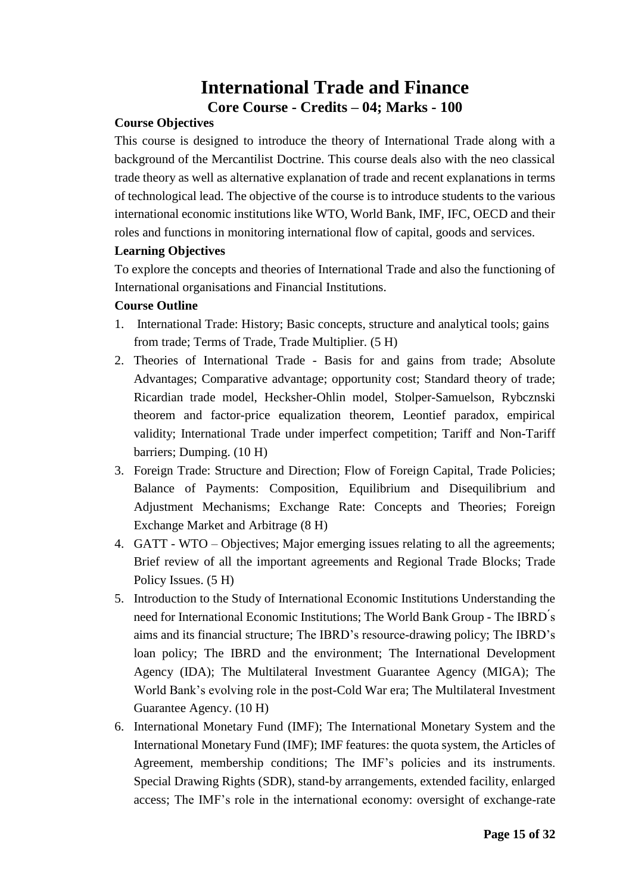# International Trade and Finance

## Core Course - Credits – 04; Marks - 100

**Course Objectives**

This course is designed to introduce the theory of International Trade along with a background of the Mercantilist Doctrine. This course deals also with the neo classical trade theory as well as alternative explanation of trade and recent explanations in terms of technological lead. The objective of the course is to introduce students to the various international economic institutions like WTO, World Bank, IMF, IFC, OECD and their roles and functions in monitoring international flow of capital, goods and services.

**Learning Objectives**

To explore the concepts and theories of International Trade and also the functioning of International organisations and Financial Institutions.

**Course Outline**

1. International Trade: History; Basic concepts, structure and analytical tools; gains from trade; Terms of Trade, Trade Multiplier. (5 H)
2. Theories of International Trade - Basis for and gains from trade; Absolute Advantages; Comparative advantage; opportunity cost; Standard theory of trade; Ricardian trade model, Hecksher-Ohlin model, Stolper-Samuelson, Rybcznski theorem and factor-price equalization theorem, Leontief paradox, empirical validity; International Trade under imperfect competition; Tariff and Non-Tariff barriers; Dumping. (10 H)
3. Foreign Trade: Structure and Direction; Flow of Foreign Capital, Trade Policies; Balance of Payments: Composition, Equilibrium and Disequilibrium and Adjustment Mechanisms; Exchange Rate: Concepts and Theories; Foreign Exchange Market and Arbitrage (8 H)
4. GATT - WTO – Objectives; Major emerging issues relating to all the agreements; Brief review of all the important agreements and Regional Trade Blocks; Trade Policy Issues. (5 H)
5. Introduction to the Study of International Economic Institutions Understanding the need for International Economic Institutions; The World Bank Group - The IBRD´s aims and its financial structure; The IBRD's resource-drawing policy; The IBRD's loan policy; The IBRD and the environment; The International Development Agency (IDA); The Multilateral Investment Guarantee Agency (MIGA); The World Bank's evolving role in the post-Cold War era; The Multilateral Investment Guarantee Agency. (10 H)
6. International Monetary Fund (IMF); The International Monetary System and the International Monetary Fund (IMF); IMF features: the quota system, the Articles of Agreement, membership conditions; The IMF's policies and its instruments. Special Drawing Rights (SDR), stand-by arrangements, extended facility, enlarged access; The IMF's role in the international economy: oversight of exchange-rate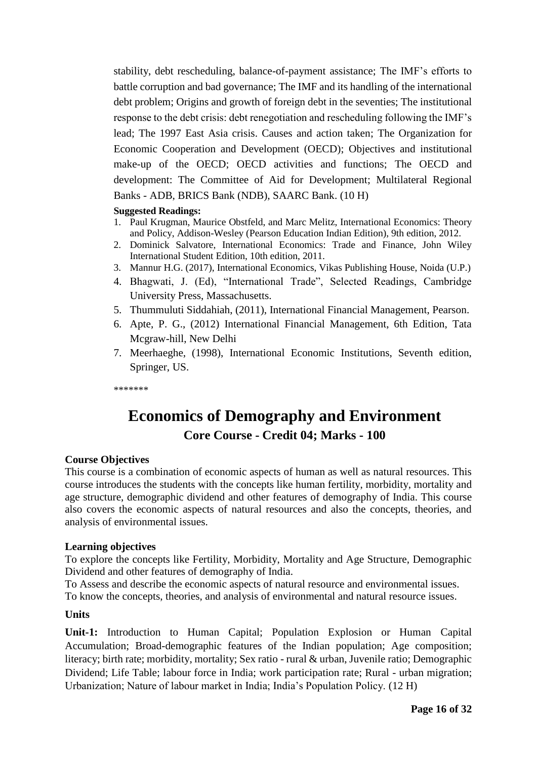stability, debt rescheduling, balance-of-payment assistance; The IMF's efforts to battle corruption and bad governance; The IMF and its handling of the international debt problem; Origins and growth of foreign debt in the seventies; The institutional response to the debt crisis: debt renegotiation and rescheduling following the IMF's lead; The 1997 East Asia crisis. Causes and action taken; The Organization for Economic Cooperation and Development (OECD); Objectives and institutional make-up of the OECD; OECD activities and functions; The OECD and development: The Committee of Aid for Development; Multilateral Regional Banks - ADB, BRICS Bank (NDB), SAARC Bank. (10 H)

**Suggested Readings:**

1. Paul Krugman, Maurice Obstfeld, and Marc Melitz, International Economics: Theory and Policy, Addison-Wesley (Pearson Education Indian Edition), 9th edition, 2012.
2. Dominick Salvatore, International Economics: Trade and Finance, John Wiley International Student Edition, 10th edition, 2011.
3. Mannur H.G. (2017), International Economics, Vikas Publishing House, Noida (U.P.)
4. Bhagwati, J. (Ed), "International Trade", Selected Readings, Cambridge University Press, Massachusetts.
5. Thummuluti Siddahiah, (2011), International Financial Management, Pearson.
6. Apte, P. G., (2012) International Financial Management, 6th Edition, Tata Mcgraw-hill, New Delhi
7. Meerhaeghe, (1998), International Economic Institutions, Seventh edition, Springer, US.

*******

# Economics of Demography and Environment

## Core Course - Credit 04; Marks - 100

**Course Objectives**

This course is a combination of economic aspects of human as well as natural resources. This course introduces the students with the concepts like human fertility, morbidity, mortality and age structure, demographic dividend and other features of demography of India. This course also covers the economic aspects of natural resources and also the concepts, theories, and analysis of environmental issues.

**Learning objectives**

To explore the concepts like Fertility, Morbidity, Mortality and Age Structure, Demographic Dividend and other features of demography of India.

To Assess and describe the economic aspects of natural resource and environmental issues.

To know the concepts, theories, and analysis of environmental and natural resource issues.

**Units**

**Unit-1:** Introduction to Human Capital; Population Explosion or Human Capital Accumulation; Broad-demographic features of the Indian population; Age composition; literacy; birth rate; morbidity, mortality; Sex ratio - rural & urban, Juvenile ratio; Demographic Dividend; Life Table; labour force in India; work participation rate; Rural - urban migration; Urbanization; Nature of labour market in India; India's Population Policy. (12 H)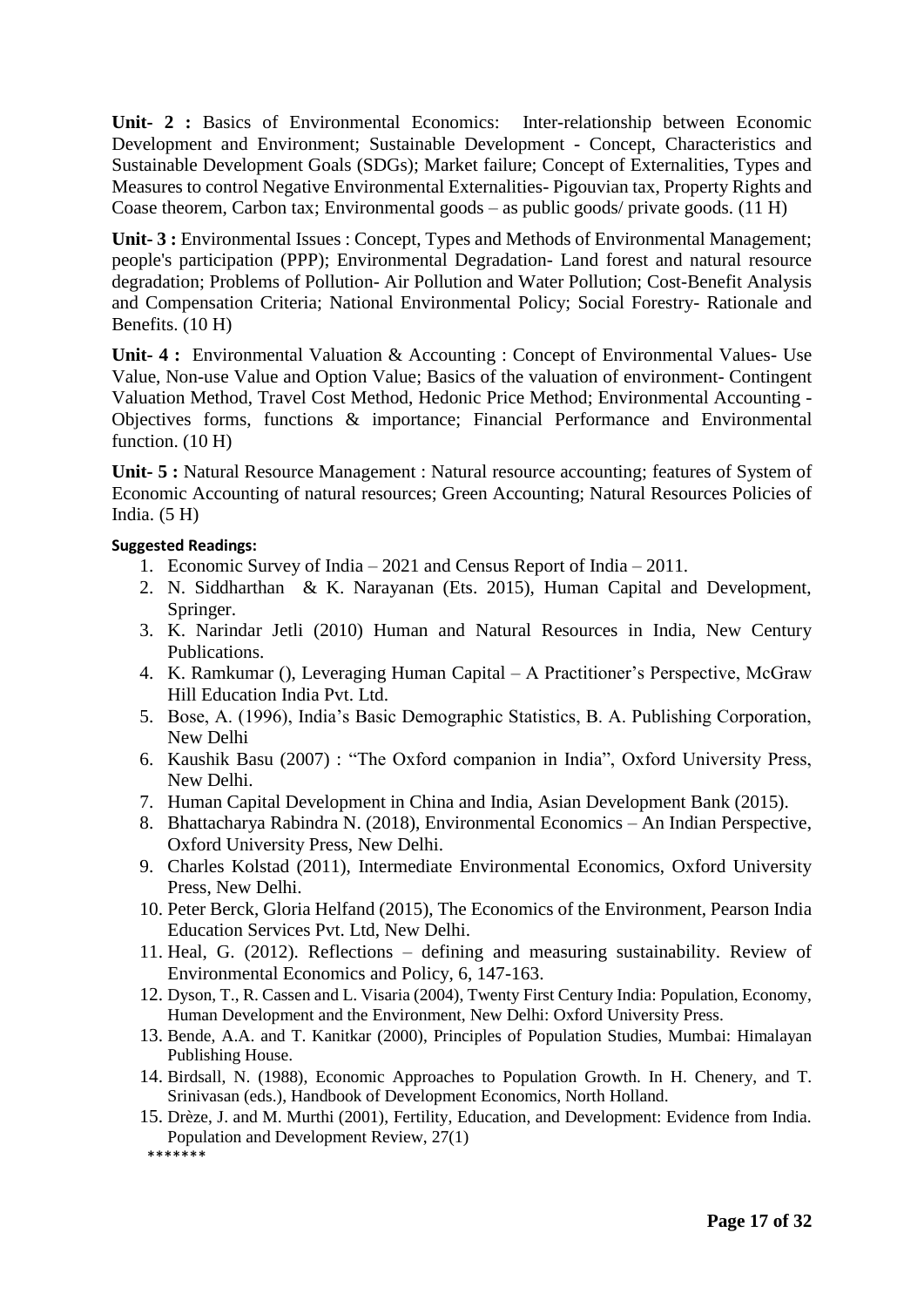**Unit- 2 :** Basics of Environmental Economics: Inter-relationship between Economic Development and Environment; Sustainable Development - Concept, Characteristics and Sustainable Development Goals (SDGs); Market failure; Concept of Externalities, Types and Measures to control Negative Environmental Externalities- Pigouvian tax, Property Rights and Coase theorem, Carbon tax; Environmental goods – as public goods/ private goods. (11 H)

**Unit- 3 :** Environmental Issues : Concept, Types and Methods of Environmental Management; people's participation (PPP); Environmental Degradation- Land forest and natural resource degradation; Problems of Pollution- Air Pollution and Water Pollution; Cost-Benefit Analysis and Compensation Criteria; National Environmental Policy; Social Forestry- Rationale and Benefits. (10 H)

**Unit- 4 :** Environmental Valuation & Accounting : Concept of Environmental Values- Use Value, Non-use Value and Option Value; Basics of the valuation of environment- Contingent Valuation Method, Travel Cost Method, Hedonic Price Method; Environmental Accounting - Objectives forms, functions & importance; Financial Performance and Environmental function. (10 H)

**Unit- 5 :** Natural Resource Management : Natural resource accounting; features of System of Economic Accounting of natural resources; Green Accounting; Natural Resources Policies of India. (5 H)

**Suggested Readings:**

1. Economic Survey of India – 2021 and Census Report of India – 2011.
2. N. Siddharthan & K. Narayanan (Ets. 2015), Human Capital and Development, Springer.
3. K. Narindar Jetli (2010) Human and Natural Resources in India, New Century Publications.
4. K. Ramkumar (), Leveraging Human Capital – A Practitioner's Perspective, McGraw Hill Education India Pvt. Ltd.
5. Bose, A. (1996), India's Basic Demographic Statistics, B. A. Publishing Corporation, New Delhi
6. Kaushik Basu (2007) : "The Oxford companion in India", Oxford University Press, New Delhi.
7. Human Capital Development in China and India, Asian Development Bank (2015).
8. Bhattacharya Rabindra N. (2018), Environmental Economics – An Indian Perspective, Oxford University Press, New Delhi.
9. Charles Kolstad (2011), Intermediate Environmental Economics, Oxford University Press, New Delhi.
10. Peter Berck, Gloria Helfand (2015), The Economics of the Environment, Pearson India Education Services Pvt. Ltd, New Delhi.
11. Heal, G. (2012). Reflections – defining and measuring sustainability. Review of Environmental Economics and Policy, 6, 147-163.
12. Dyson, T., R. Cassen and L. Visaria (2004), Twenty First Century India: Population, Economy, Human Development and the Environment, New Delhi: Oxford University Press.
13. Bende, A.A. and T. Kanitkar (2000), Principles of Population Studies, Mumbai: Himalayan Publishing House.
14. Birdsall, N. (1988), Economic Approaches to Population Growth. In H. Chenery, and T. Srinivasan (eds.), Handbook of Development Economics, North Holland.
15. Drèze, J. and M. Murthi (2001), Fertility, Education, and Development: Evidence from India. Population and Development Review, 27(1)

*******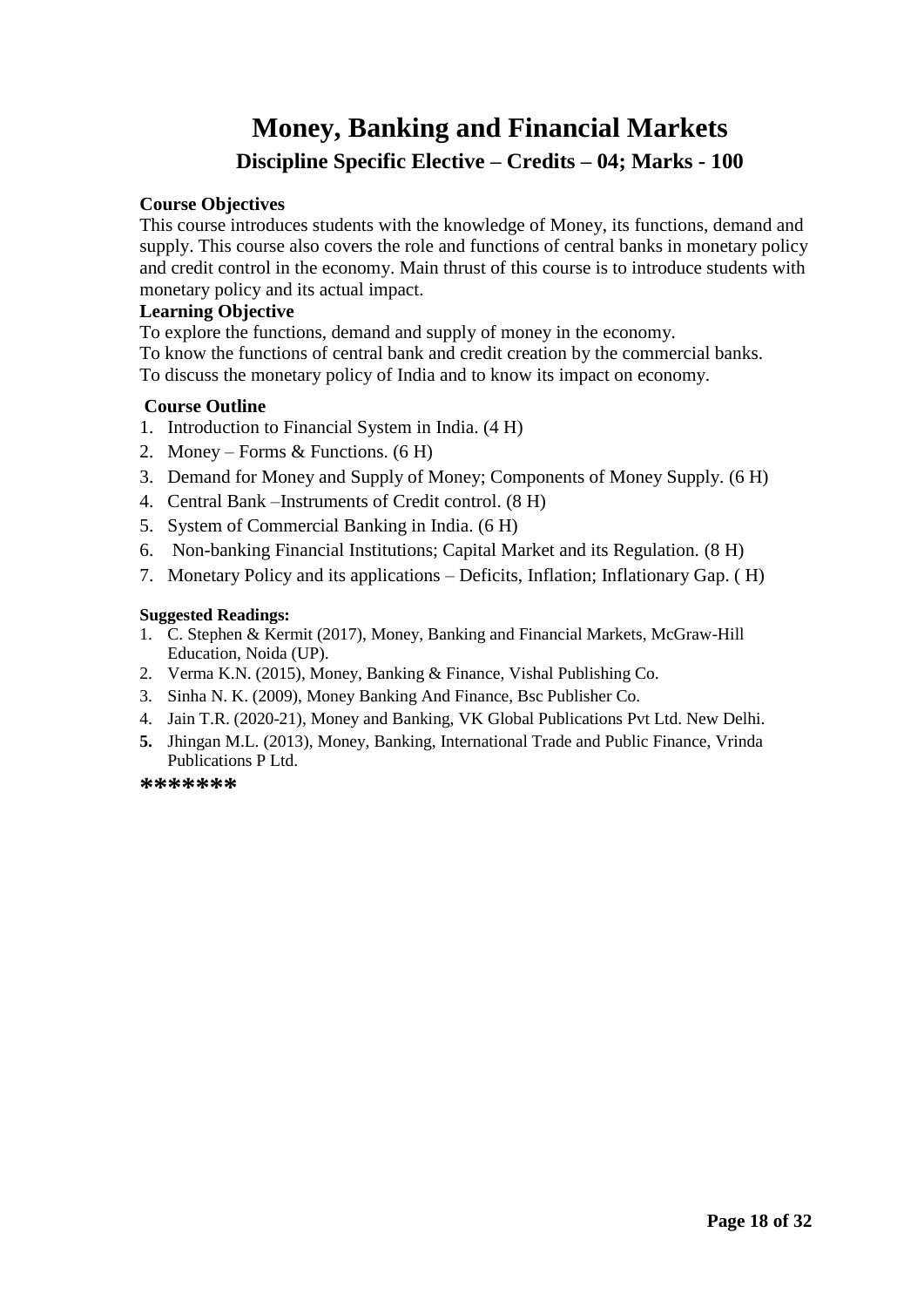# Money, Banking and Financial Markets

## Discipline Specific Elective – Credits – 04; Marks - 100

**Course Objectives**

This course introduces students with the knowledge of Money, its functions, demand and supply. This course also covers the role and functions of central banks in monetary policy and credit control in the economy. Main thrust of this course is to introduce students with monetary policy and its actual impact.

**Learning Objective**

To explore the functions, demand and supply of money in the economy.
To know the functions of central bank and credit creation by the commercial banks.
To discuss the monetary policy of India and to know its impact on economy.

**Course Outline**

1. Introduction to Financial System in India. (4 H)
2. Money – Forms & Functions. (6 H)
3. Demand for Money and Supply of Money; Components of Money Supply. (6 H)
4. Central Bank –Instruments of Credit control. (8 H)
5. System of Commercial Banking in India. (6 H)
6. Non-banking Financial Institutions; Capital Market and its Regulation. (8 H)
7. Monetary Policy and its applications – Deficits, Inflation; Inflationary Gap. ( H)

**Suggested Readings:**

1. C. Stephen & Kermit (2017), Money, Banking and Financial Markets, McGraw-Hill Education, Noida (UP).
2. Verma K.N. (2015), Money, Banking & Finance, Vishal Publishing Co.
3. Sinha N. K. (2009), Money Banking And Finance, Bsc Publisher Co.
4. Jain T.R. (2020-21), Money and Banking, VK Global Publications Pvt Ltd. New Delhi.
5. Jhingan M.L. (2013), Money, Banking, International Trade and Public Finance, Vrinda Publications P Ltd.

*******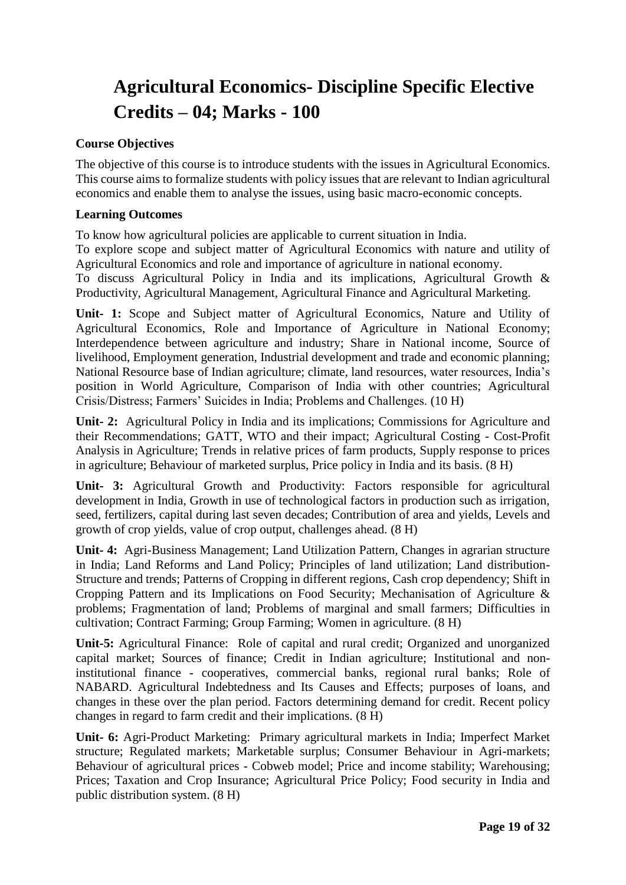# Agricultural Economics- Discipline Specific Elective Credits – 04; Marks - 100

**Course Objectives**

The objective of this course is to introduce students with the issues in Agricultural Economics. This course aims to formalize students with policy issues that are relevant to Indian agricultural economics and enable them to analyse the issues, using basic macro-economic concepts.

**Learning Outcomes**

To know how agricultural policies are applicable to current situation in India.
To explore scope and subject matter of Agricultural Economics with nature and utility of Agricultural Economics and role and importance of agriculture in national economy.
To discuss Agricultural Policy in India and its implications, Agricultural Growth & Productivity, Agricultural Management, Agricultural Finance and Agricultural Marketing.

**Unit- 1:** Scope and Subject matter of Agricultural Economics, Nature and Utility of Agricultural Economics, Role and Importance of Agriculture in National Economy; Interdependence between agriculture and industry; Share in National income, Source of livelihood, Employment generation, Industrial development and trade and economic planning; National Resource base of Indian agriculture; climate, land resources, water resources, India's position in World Agriculture, Comparison of India with other countries; Agricultural Crisis/Distress; Farmers' Suicides in India; Problems and Challenges. (10 H)

**Unit- 2:** Agricultural Policy in India and its implications; Commissions for Agriculture and their Recommendations; GATT, WTO and their impact; Agricultural Costing - Cost-Profit Analysis in Agriculture; Trends in relative prices of farm products, Supply response to prices in agriculture; Behaviour of marketed surplus, Price policy in India and its basis. (8 H)

**Unit- 3:** Agricultural Growth and Productivity: Factors responsible for agricultural development in India, Growth in use of technological factors in production such as irrigation, seed, fertilizers, capital during last seven decades; Contribution of area and yields, Levels and growth of crop yields, value of crop output, challenges ahead. (8 H)

**Unit- 4:** Agri-Business Management; Land Utilization Pattern, Changes in agrarian structure in India; Land Reforms and Land Policy; Principles of land utilization; Land distribution-Structure and trends; Patterns of Cropping in different regions, Cash crop dependency; Shift in Cropping Pattern and its Implications on Food Security; Mechanisation of Agriculture & problems; Fragmentation of land; Problems of marginal and small farmers; Difficulties in cultivation; Contract Farming; Group Farming; Women in agriculture. (8 H)

**Unit-5:** Agricultural Finance: Role of capital and rural credit; Organized and unorganized capital market; Sources of finance; Credit in Indian agriculture; Institutional and non-institutional finance - cooperatives, commercial banks, regional rural banks; Role of NABARD. Agricultural Indebtedness and Its Causes and Effects; purposes of loans, and changes in these over the plan period. Factors determining demand for credit. Recent policy changes in regard to farm credit and their implications. (8 H)

**Unit- 6:** Agri-Product Marketing: Primary agricultural markets in India; Imperfect Market structure; Regulated markets; Marketable surplus; Consumer Behaviour in Agri-markets; Behaviour of agricultural prices - Cobweb model; Price and income stability; Warehousing; Prices; Taxation and Crop Insurance; Agricultural Price Policy; Food security in India and public distribution system. (8 H)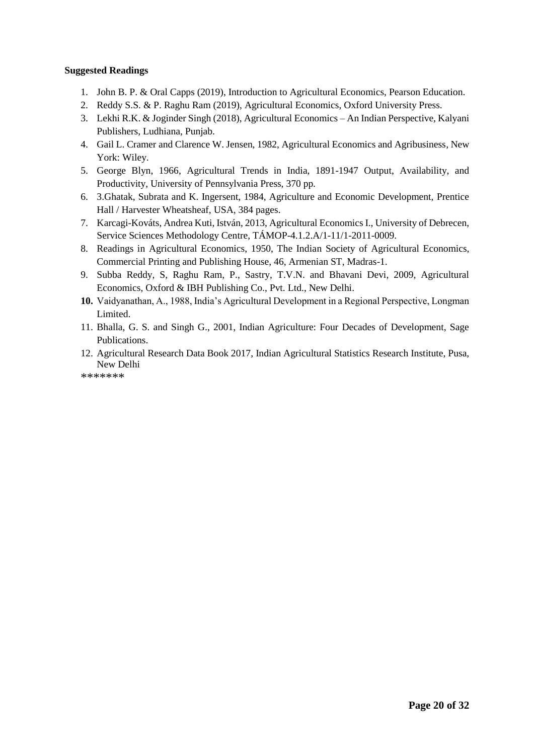**Suggested Readings**

1. John B. P. & Oral Capps (2019), Introduction to Agricultural Economics, Pearson Education.
2. Reddy S.S. & P. Raghu Ram (2019), Agricultural Economics, Oxford University Press.
3. Lekhi R.K. & Joginder Singh (2018), Agricultural Economics – An Indian Perspective, Kalyani Publishers, Ludhiana, Punjab.
4. Gail L. Cramer and Clarence W. Jensen, 1982, Agricultural Economics and Agribusiness, New York: Wiley.
5. George Blyn, 1966, Agricultural Trends in India, 1891-1947 Output, Availability, and Productivity, University of Pennsylvania Press, 370 pp.
6. 3.Ghatak, Subrata and K. Ingersent, 1984, Agriculture and Economic Development, Prentice Hall / Harvester Wheatsheaf, USA, 384 pages.
7. Karcagi-Kováts, Andrea Kuti, István, 2013, Agricultural Economics I., University of Debrecen, Service Sciences Methodology Centre, TÁMOP-4.1.2.A/1-11/1-2011-0009.
8. Readings in Agricultural Economics, 1950, The Indian Society of Agricultural Economics, Commercial Printing and Publishing House, 46, Armenian ST, Madras-1.
9. Subba Reddy, S, Raghu Ram, P., Sastry, T.V.N. and Bhavani Devi, 2009, Agricultural Economics, Oxford & IBH Publishing Co., Pvt. Ltd., New Delhi.
10. Vaidyanathan, A., 1988, India's Agricultural Development in a Regional Perspective, Longman Limited.
11. Bhalla, G. S. and Singh G., 2001, Indian Agriculture: Four Decades of Development, Sage Publications.
12. Agricultural Research Data Book 2017, Indian Agricultural Statistics Research Institute, Pusa, New Delhi

*******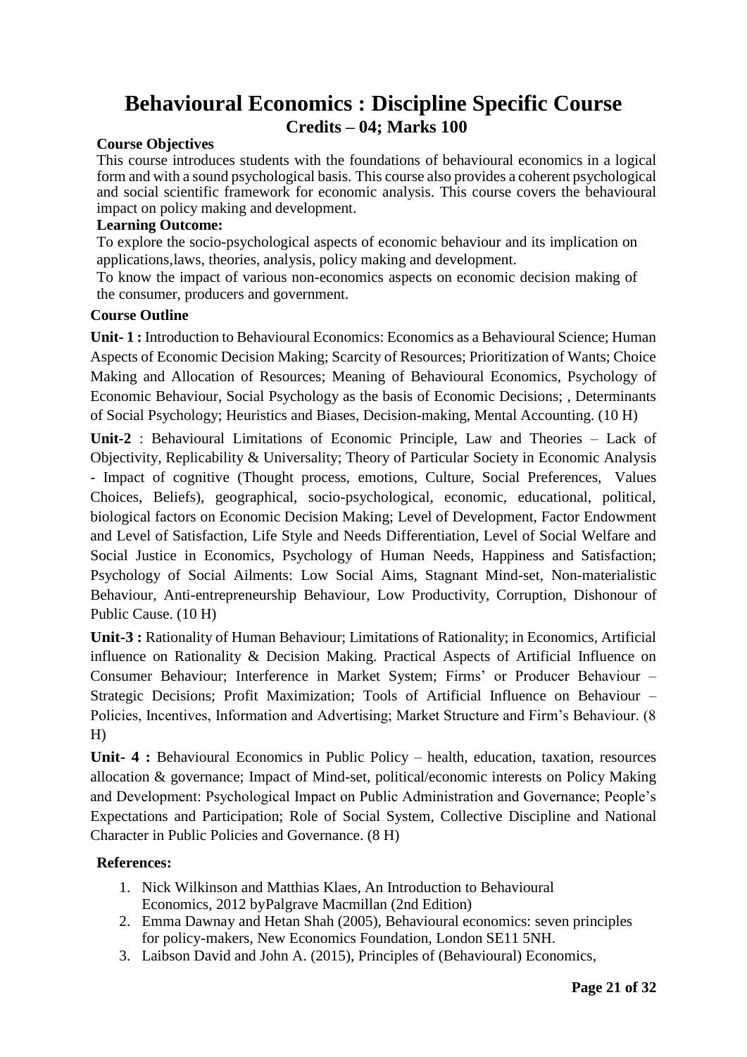# Behavioural Economics : Discipline Specific Course

## Credits – 04; Marks 100

**Course Objectives**

This course introduces students with the foundations of behavioural economics in a logical form and with a sound psychological basis. This course also provides a coherent psychological and social scientific framework for economic analysis. This course covers the behavioural impact on policy making and development.

**Learning Outcome:**

To explore the socio-psychological aspects of economic behaviour and its implication on applications,laws, theories, analysis, policy making and development.

To know the impact of various non-economics aspects on economic decision making of the consumer, producers and government.

**Course Outline**

**Unit- 1 :** Introduction to Behavioural Economics: Economics as a Behavioural Science; Human Aspects of Economic Decision Making; Scarcity of Resources; Prioritization of Wants; Choice Making and Allocation of Resources; Meaning of Behavioural Economics, Psychology of Economic Behaviour, Social Psychology as the basis of Economic Decisions; , Determinants of Social Psychology; Heuristics and Biases, Decision-making, Mental Accounting. (10 H)

**Unit-2** : Behavioural Limitations of Economic Principle, Law and Theories – Lack of Objectivity, Replicability & Universality; Theory of Particular Society in Economic Analysis - Impact of cognitive (Thought process, emotions, Culture, Social Preferences, Values Choices, Beliefs), geographical, socio-psychological, economic, educational, political, biological factors on Economic Decision Making; Level of Development, Factor Endowment and Level of Satisfaction, Life Style and Needs Differentiation, Level of Social Welfare and Social Justice in Economics, Psychology of Human Needs, Happiness and Satisfaction; Psychology of Social Ailments: Low Social Aims, Stagnant Mind-set, Non-materialistic Behaviour, Anti-entrepreneurship Behaviour, Low Productivity, Corruption, Dishonour of Public Cause. (10 H)

**Unit-3 :** Rationality of Human Behaviour; Limitations of Rationality; in Economics, Artificial influence on Rationality & Decision Making. Practical Aspects of Artificial Influence on Consumer Behaviour; Interference in Market System; Firms' or Producer Behaviour – Strategic Decisions; Profit Maximization; Tools of Artificial Influence on Behaviour – Policies, Incentives, Information and Advertising; Market Structure and Firm's Behaviour. (8 H)

**Unit- 4 :** Behavioural Economics in Public Policy – health, education, taxation, resources allocation & governance; Impact of Mind-set, political/economic interests on Policy Making and Development: Psychological Impact on Public Administration and Governance; People's Expectations and Participation; Role of Social System, Collective Discipline and National Character in Public Policies and Governance. (8 H)

**References:**

1. Nick Wilkinson and Matthias Klaes, An Introduction to Behavioural Economics, 2012 byPalgrave Macmillan (2nd Edition)
2. Emma Dawnay and Hetan Shah (2005), Behavioural economics: seven principles for policy-makers, New Economics Foundation, London SE11 5NH.
3. Laibson David and John A. (2015), Principles of (Behavioural) Economics,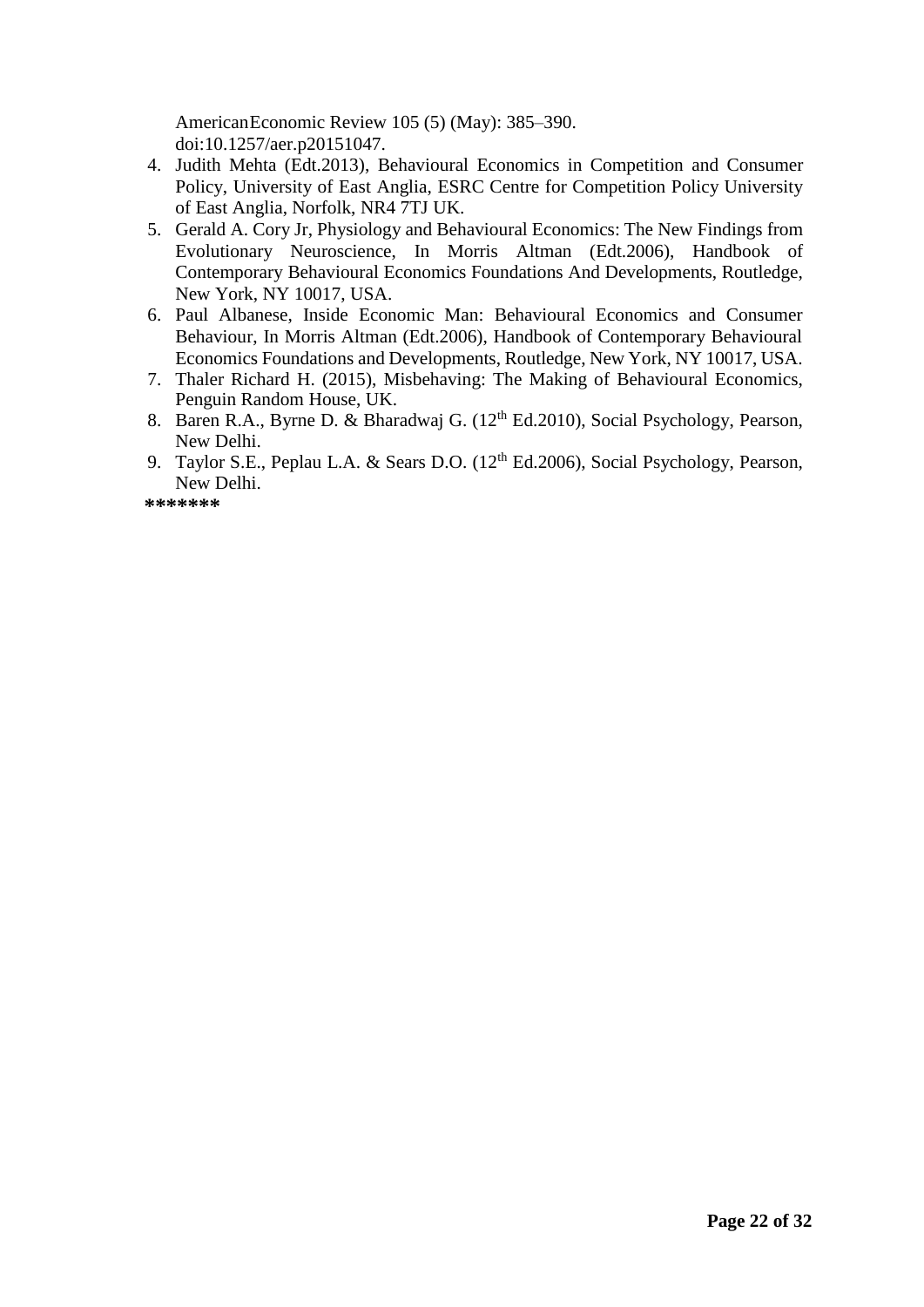AmericanEconomic Review 105 (5) (May): 385–390. doi:10.1257/aer.p20151047.

4. Judith Mehta (Edt.2013), Behavioural Economics in Competition and Consumer Policy, University of East Anglia, ESRC Centre for Competition Policy University of East Anglia, Norfolk, NR4 7TJ UK.
5. Gerald A. Cory Jr, Physiology and Behavioural Economics: The New Findings from Evolutionary Neuroscience, In Morris Altman (Edt.2006), Handbook of Contemporary Behavioural Economics Foundations And Developments, Routledge, New York, NY 10017, USA.
6. Paul Albanese, Inside Economic Man: Behavioural Economics and Consumer Behaviour, In Morris Altman (Edt.2006), Handbook of Contemporary Behavioural Economics Foundations and Developments, Routledge, New York, NY 10017, USA.
7. Thaler Richard H. (2015), Misbehaving: The Making of Behavioural Economics, Penguin Random House, UK.
8. Baren R.A., Byrne D. & Bharadwaj G. (12th Ed.2010), Social Psychology, Pearson, New Delhi.
9. Taylor S.E., Peplau L.A. & Sears D.O. (12th Ed.2006), Social Psychology, Pearson, New Delhi.

**\*\*\*\*\*\*\***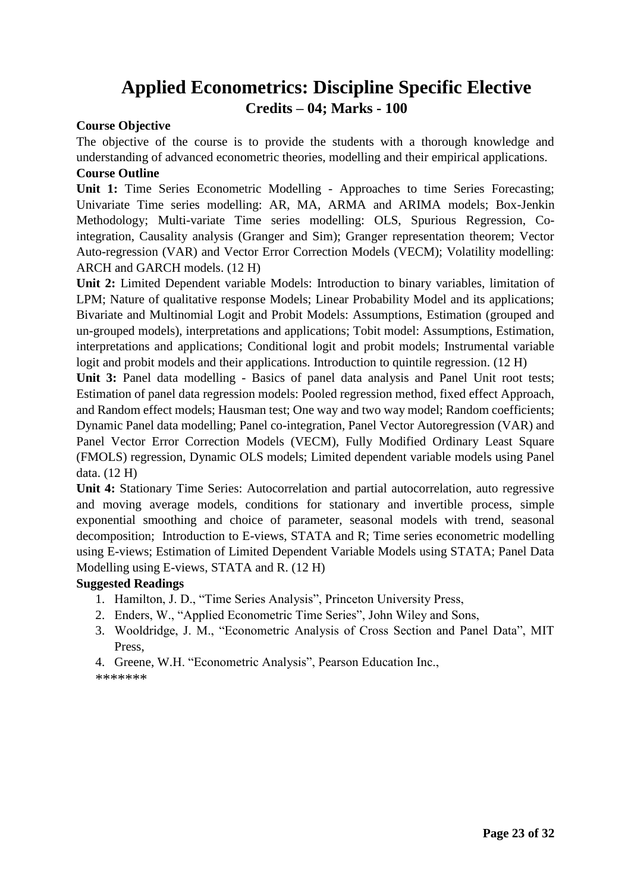# Applied Econometrics: Discipline Specific Elective

**Credits – 04; Marks - 100**

**Course Objective**

The objective of the course is to provide the students with a thorough knowledge and understanding of advanced econometric theories, modelling and their empirical applications.

**Course Outline**

**Unit 1:** Time Series Econometric Modelling - Approaches to time Series Forecasting; Univariate Time series modelling: AR, MA, ARMA and ARIMA models; Box-Jenkin Methodology; Multi-variate Time series modelling: OLS, Spurious Regression, Co-integration, Causality analysis (Granger and Sim); Granger representation theorem; Vector Auto-regression (VAR) and Vector Error Correction Models (VECM); Volatility modelling: ARCH and GARCH models. (12 H)

**Unit 2:** Limited Dependent variable Models: Introduction to binary variables, limitation of LPM; Nature of qualitative response Models; Linear Probability Model and its applications; Bivariate and Multinomial Logit and Probit Models: Assumptions, Estimation (grouped and un-grouped models), interpretations and applications; Tobit model: Assumptions, Estimation, interpretations and applications; Conditional logit and probit models; Instrumental variable logit and probit models and their applications. Introduction to quintile regression. (12 H)

**Unit 3:** Panel data modelling - Basics of panel data analysis and Panel Unit root tests; Estimation of panel data regression models: Pooled regression method, fixed effect Approach, and Random effect models; Hausman test; One way and two way model; Random coefficients; Dynamic Panel data modelling; Panel co-integration, Panel Vector Autoregression (VAR) and Panel Vector Error Correction Models (VECM), Fully Modified Ordinary Least Square (FMOLS) regression, Dynamic OLS models; Limited dependent variable models using Panel data. (12 H)

**Unit 4:** Stationary Time Series: Autocorrelation and partial autocorrelation, auto regressive and moving average models, conditions for stationary and invertible process, simple exponential smoothing and choice of parameter, seasonal models with trend, seasonal decomposition; Introduction to E-views, STATA and R; Time series econometric modelling using E-views; Estimation of Limited Dependent Variable Models using STATA; Panel Data Modelling using E-views, STATA and R. (12 H)

**Suggested Readings**

1. Hamilton, J. D., "Time Series Analysis", Princeton University Press,
2. Enders, W., "Applied Econometric Time Series", John Wiley and Sons,
3. Wooldridge, J. M., "Econometric Analysis of Cross Section and Panel Data", MIT Press,
4. Greene, W.H. "Econometric Analysis", Pearson Education Inc.,

*******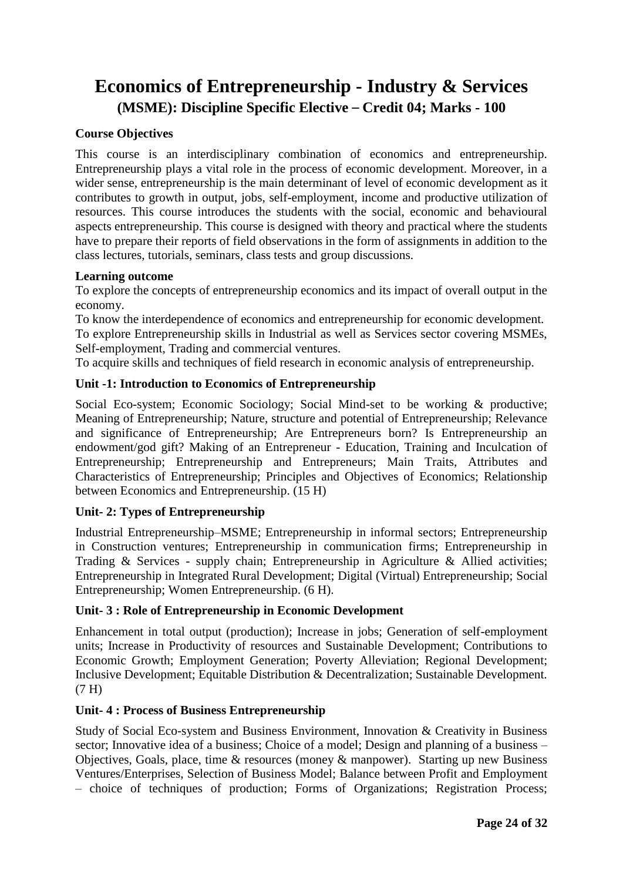# Economics of Entrepreneurship - Industry & Services

## (MSME): Discipline Specific Elective – Credit 04; Marks - 100

**Course Objectives**

This course is an interdisciplinary combination of economics and entrepreneurship. Entrepreneurship plays a vital role in the process of economic development. Moreover, in a wider sense, entrepreneurship is the main determinant of level of economic development as it contributes to growth in output, jobs, self-employment, income and productive utilization of resources. This course introduces the students with the social, economic and behavioural aspects entrepreneurship. This course is designed with theory and practical where the students have to prepare their reports of field observations in the form of assignments in addition to the class lectures, tutorials, seminars, class tests and group discussions.

**Learning outcome**

To explore the concepts of entrepreneurship economics and its impact of overall output in the economy.

To know the interdependence of economics and entrepreneurship for economic development.

To explore Entrepreneurship skills in Industrial as well as Services sector covering MSMEs, Self-employment, Trading and commercial ventures.

To acquire skills and techniques of field research in economic analysis of entrepreneurship.

**Unit -1: Introduction to Economics of Entrepreneurship**

Social Eco-system; Economic Sociology; Social Mind-set to be working & productive; Meaning of Entrepreneurship; Nature, structure and potential of Entrepreneurship; Relevance and significance of Entrepreneurship; Are Entrepreneurs born? Is Entrepreneurship an endowment/god gift? Making of an Entrepreneur - Education, Training and Inculcation of Entrepreneurship; Entrepreneurship and Entrepreneurs; Main Traits, Attributes and Characteristics of Entrepreneurship; Principles and Objectives of Economics; Relationship between Economics and Entrepreneurship. (15 H)

**Unit- 2: Types of Entrepreneurship**

Industrial Entrepreneurship–MSME; Entrepreneurship in informal sectors; Entrepreneurship in Construction ventures; Entrepreneurship in communication firms; Entrepreneurship in Trading & Services - supply chain; Entrepreneurship in Agriculture & Allied activities; Entrepreneurship in Integrated Rural Development; Digital (Virtual) Entrepreneurship; Social Entrepreneurship; Women Entrepreneurship. (6 H).

**Unit- 3 : Role of Entrepreneurship in Economic Development**

Enhancement in total output (production); Increase in jobs; Generation of self-employment units; Increase in Productivity of resources and Sustainable Development; Contributions to Economic Growth; Employment Generation; Poverty Alleviation; Regional Development; Inclusive Development; Equitable Distribution & Decentralization; Sustainable Development. (7 H)

**Unit- 4 : Process of Business Entrepreneurship**

Study of Social Eco-system and Business Environment, Innovation & Creativity in Business sector; Innovative idea of a business; Choice of a model; Design and planning of a business – Objectives, Goals, place, time & resources (money & manpower). Starting up new Business Ventures/Enterprises, Selection of Business Model; Balance between Profit and Employment – choice of techniques of production; Forms of Organizations; Registration Process;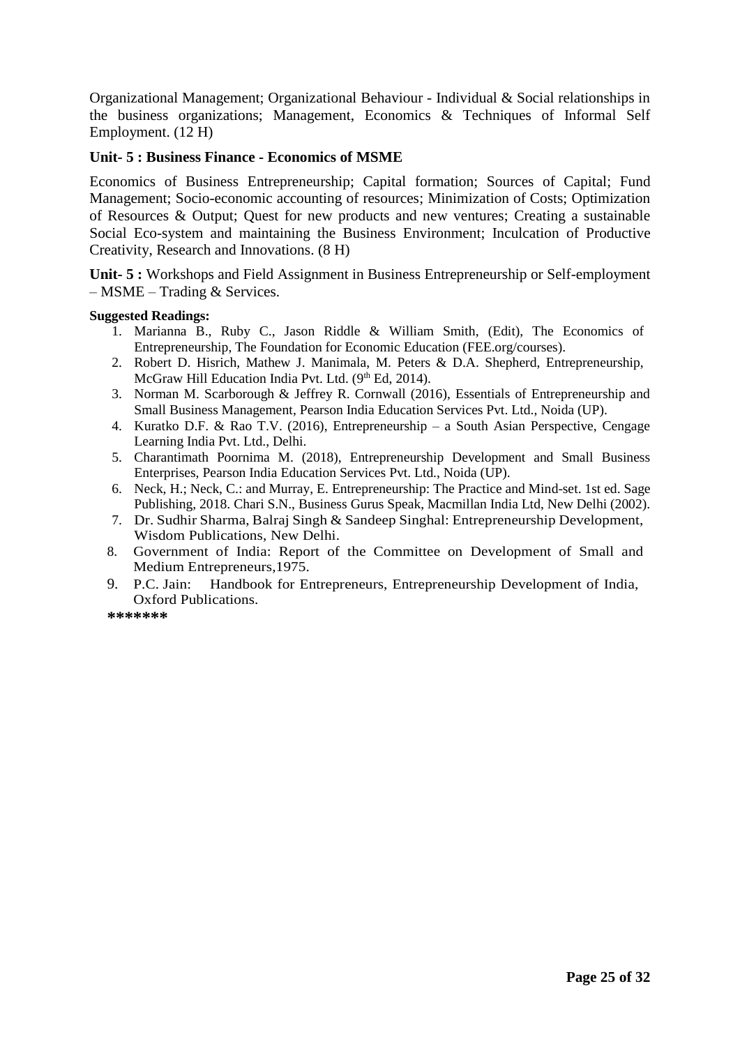Organizational Management; Organizational Behaviour - Individual & Social relationships in the business organizations; Management, Economics & Techniques of Informal Self Employment. (12 H)

**Unit- 5 : Business Finance - Economics of MSME**

Economics of Business Entrepreneurship; Capital formation; Sources of Capital; Fund Management; Socio-economic accounting of resources; Minimization of Costs; Optimization of Resources & Output; Quest for new products and new ventures; Creating a sustainable Social Eco-system and maintaining the Business Environment; Inculcation of Productive Creativity, Research and Innovations. (8 H)

**Unit- 5 :** Workshops and Field Assignment in Business Entrepreneurship or Self-employment – MSME – Trading & Services.

**Suggested Readings:**

1. Marianna B., Ruby C., Jason Riddle & William Smith, (Edit), The Economics of Entrepreneurship, The Foundation for Economic Education (FEE.org/courses).
2. Robert D. Hisrich, Mathew J. Manimala, M. Peters & D.A. Shepherd, Entrepreneurship, McGraw Hill Education India Pvt. Ltd. (9th Ed, 2014).
3. Norman M. Scarborough & Jeffrey R. Cornwall (2016), Essentials of Entrepreneurship and Small Business Management, Pearson India Education Services Pvt. Ltd., Noida (UP).
4. Kuratko D.F. & Rao T.V. (2016), Entrepreneurship – a South Asian Perspective, Cengage Learning India Pvt. Ltd., Delhi.
5. Charantimath Poornima M. (2018), Entrepreneurship Development and Small Business Enterprises, Pearson India Education Services Pvt. Ltd., Noida (UP).
6. Neck, H.; Neck, C.: and Murray, E. Entrepreneurship: The Practice and Mind-set. 1st ed. Sage Publishing, 2018. Chari S.N., Business Gurus Speak, Macmillan India Ltd, New Delhi (2002).
7. Dr. Sudhir Sharma, Balraj Singh & Sandeep Singhal: Entrepreneurship Development, Wisdom Publications, New Delhi.
8. Government of India: Report of the Committee on Development of Small and Medium Entrepreneurs,1975.
9. P.C. Jain: Handbook for Entrepreneurs, Entrepreneurship Development of India, Oxford Publications.

*******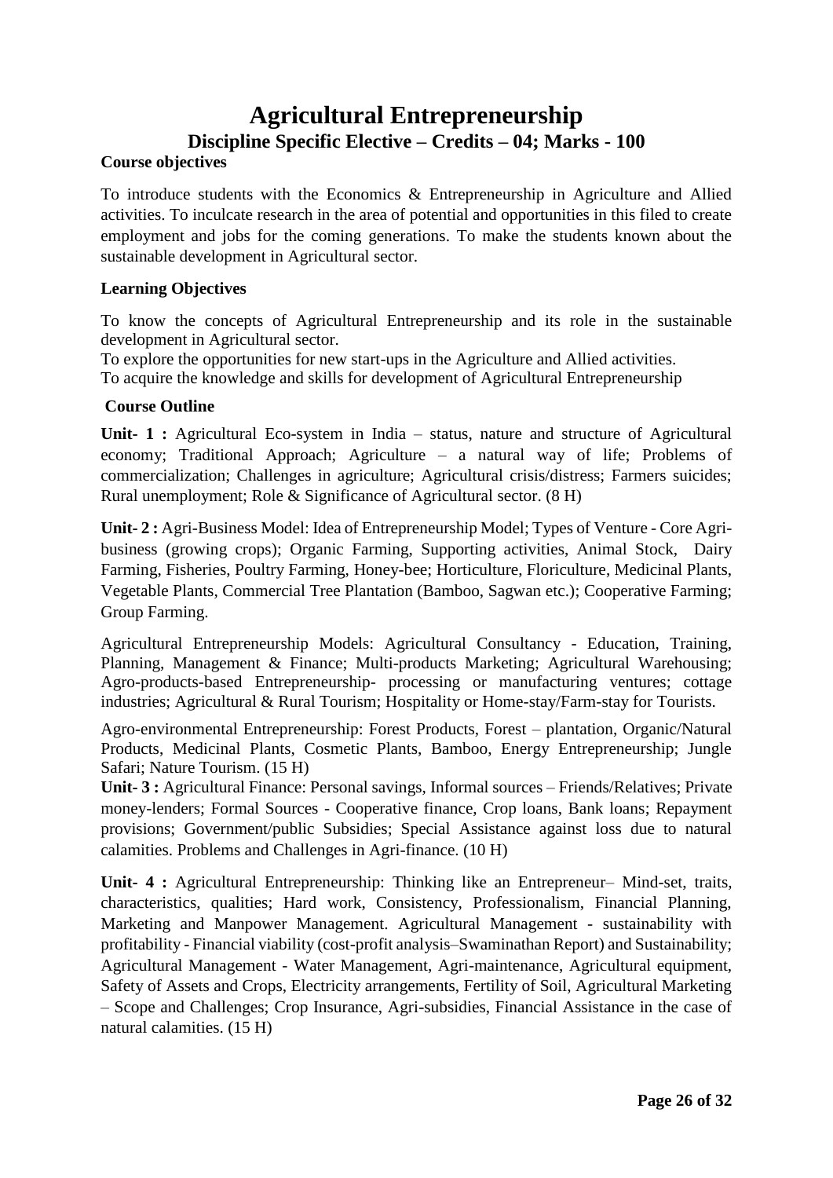# Agricultural Entrepreneurship

## Discipline Specific Elective – Credits – 04; Marks - 100

**Course objectives**

To introduce students with the Economics & Entrepreneurship in Agriculture and Allied activities. To inculcate research in the area of potential and opportunities in this filed to create employment and jobs for the coming generations. To make the students known about the sustainable development in Agricultural sector.

**Learning Objectives**

To know the concepts of Agricultural Entrepreneurship and its role in the sustainable development in Agricultural sector.
To explore the opportunities for new start-ups in the Agriculture and Allied activities.
To acquire the knowledge and skills for development of Agricultural Entrepreneurship

**Course Outline**

**Unit- 1 :** Agricultural Eco-system in India – status, nature and structure of Agricultural economy; Traditional Approach; Agriculture – a natural way of life; Problems of commercialization; Challenges in agriculture; Agricultural crisis/distress; Farmers suicides; Rural unemployment; Role & Significance of Agricultural sector. (8 H)

**Unit- 2 :** Agri-Business Model: Idea of Entrepreneurship Model; Types of Venture - Core Agri-business (growing crops); Organic Farming, Supporting activities, Animal Stock, Dairy Farming, Fisheries, Poultry Farming, Honey-bee; Horticulture, Floriculture, Medicinal Plants, Vegetable Plants, Commercial Tree Plantation (Bamboo, Sagwan etc.); Cooperative Farming; Group Farming.

Agricultural Entrepreneurship Models: Agricultural Consultancy - Education, Training, Planning, Management & Finance; Multi-products Marketing; Agricultural Warehousing; Agro-products-based Entrepreneurship- processing or manufacturing ventures; cottage industries; Agricultural & Rural Tourism; Hospitality or Home-stay/Farm-stay for Tourists.

Agro-environmental Entrepreneurship: Forest Products, Forest – plantation, Organic/Natural Products, Medicinal Plants, Cosmetic Plants, Bamboo, Energy Entrepreneurship; Jungle Safari; Nature Tourism. (15 H)

**Unit- 3 :** Agricultural Finance: Personal savings, Informal sources – Friends/Relatives; Private money-lenders; Formal Sources - Cooperative finance, Crop loans, Bank loans; Repayment provisions; Government/public Subsidies; Special Assistance against loss due to natural calamities. Problems and Challenges in Agri-finance. (10 H)

**Unit- 4 :** Agricultural Entrepreneurship: Thinking like an Entrepreneur– Mind-set, traits, characteristics, qualities; Hard work, Consistency, Professionalism, Financial Planning, Marketing and Manpower Management. Agricultural Management - sustainability with profitability - Financial viability (cost-profit analysis–Swaminathan Report) and Sustainability; Agricultural Management - Water Management, Agri-maintenance, Agricultural equipment, Safety of Assets and Crops, Electricity arrangements, Fertility of Soil, Agricultural Marketing – Scope and Challenges; Crop Insurance, Agri-subsidies, Financial Assistance in the case of natural calamities. (15 H)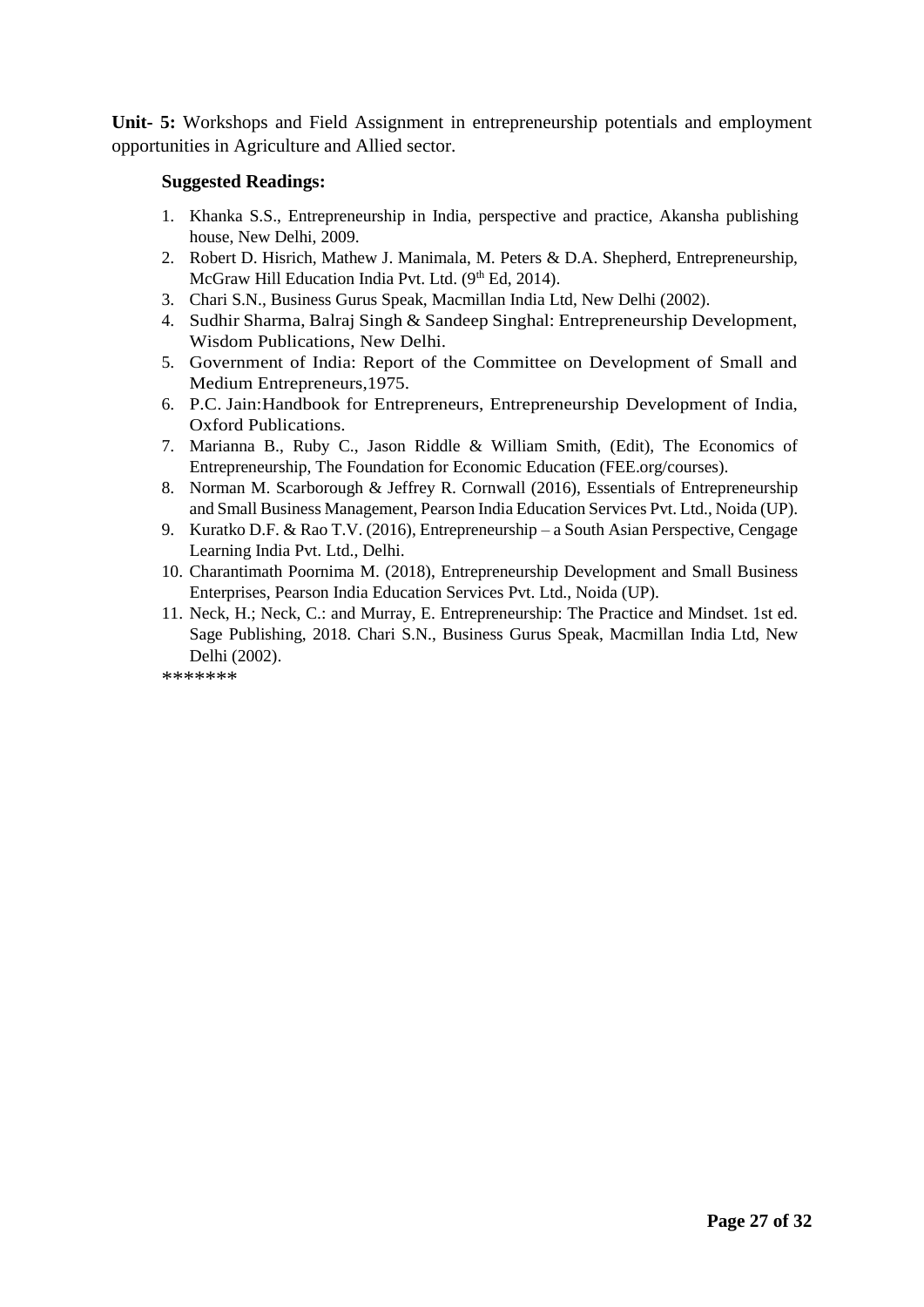**Unit- 5:** Workshops and Field Assignment in entrepreneurship potentials and employment opportunities in Agriculture and Allied sector.

**Suggested Readings:**

1. Khanka S.S., Entrepreneurship in India, perspective and practice, Akansha publishing house, New Delhi, 2009.
2. Robert D. Hisrich, Mathew J. Manimala, M. Peters & D.A. Shepherd, Entrepreneurship, McGraw Hill Education India Pvt. Ltd. (9th Ed, 2014).
3. Chari S.N., Business Gurus Speak, Macmillan India Ltd, New Delhi (2002).
4. Sudhir Sharma, Balraj Singh & Sandeep Singhal: Entrepreneurship Development, Wisdom Publications, New Delhi.
5. Government of India: Report of the Committee on Development of Small and Medium Entrepreneurs,1975.
6. P.C. Jain:Handbook for Entrepreneurs, Entrepreneurship Development of India, Oxford Publications.
7. Marianna B., Ruby C., Jason Riddle & William Smith, (Edit), The Economics of Entrepreneurship, The Foundation for Economic Education (FEE.org/courses).
8. Norman M. Scarborough & Jeffrey R. Cornwall (2016), Essentials of Entrepreneurship and Small Business Management, Pearson India Education Services Pvt. Ltd., Noida (UP).
9. Kuratko D.F. & Rao T.V. (2016), Entrepreneurship – a South Asian Perspective, Cengage Learning India Pvt. Ltd., Delhi.
10. Charantimath Poornima M. (2018), Entrepreneurship Development and Small Business Enterprises, Pearson India Education Services Pvt. Ltd., Noida (UP).
11. Neck, H.; Neck, C.: and Murray, E. Entrepreneurship: The Practice and Mindset. 1st ed. Sage Publishing, 2018. Chari S.N., Business Gurus Speak, Macmillan India Ltd, New Delhi (2002).

*******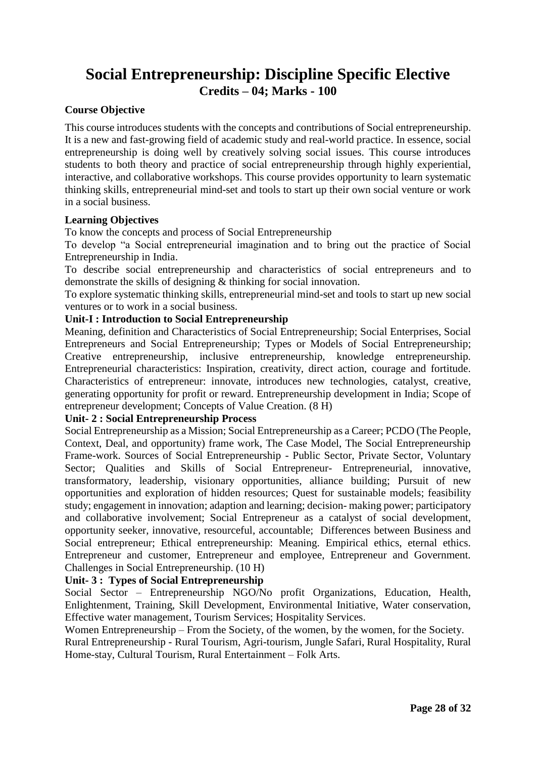# Social Entrepreneurship: Discipline Specific Elective

## Credits – 04; Marks - 100

**Course Objective**

This course introduces students with the concepts and contributions of Social entrepreneurship. It is a new and fast-growing field of academic study and real-world practice. In essence, social entrepreneurship is doing well by creatively solving social issues. This course introduces students to both theory and practice of social entrepreneurship through highly experiential, interactive, and collaborative workshops. This course provides opportunity to learn systematic thinking skills, entrepreneurial mind-set and tools to start up their own social venture or work in a social business.

**Learning Objectives**

To know the concepts and process of Social Entrepreneurship

To develop "a Social entrepreneurial imagination and to bring out the practice of Social Entrepreneurship in India.

To describe social entrepreneurship and characteristics of social entrepreneurs and to demonstrate the skills of designing & thinking for social innovation.

To explore systematic thinking skills, entrepreneurial mind-set and tools to start up new social ventures or to work in a social business.

**Unit-I : Introduction to Social Entrepreneurship**

Meaning, definition and Characteristics of Social Entrepreneurship; Social Enterprises, Social Entrepreneurs and Social Entrepreneurship; Types or Models of Social Entrepreneurship; Creative entrepreneurship, inclusive entrepreneurship, knowledge entrepreneurship. Entrepreneurial characteristics: Inspiration, creativity, direct action, courage and fortitude. Characteristics of entrepreneur: innovate, introduces new technologies, catalyst, creative, generating opportunity for profit or reward. Entrepreneurship development in India; Scope of entrepreneur development; Concepts of Value Creation. (8 H)

**Unit- 2 : Social Entrepreneurship Process**

Social Entrepreneurship as a Mission; Social Entrepreneurship as a Career; PCDO (The People, Context, Deal, and opportunity) frame work, The Case Model, The Social Entrepreneurship Frame-work. Sources of Social Entrepreneurship - Public Sector, Private Sector, Voluntary Sector; Qualities and Skills of Social Entrepreneur- Entrepreneurial, innovative, transformatory, leadership, visionary opportunities, alliance building; Pursuit of new opportunities and exploration of hidden resources; Quest for sustainable models; feasibility study; engagement in innovation; adaption and learning; decision- making power; participatory and collaborative involvement; Social Entrepreneur as a catalyst of social development, opportunity seeker, innovative, resourceful, accountable; Differences between Business and Social entrepreneur; Ethical entrepreneurship: Meaning. Empirical ethics, eternal ethics. Entrepreneur and customer, Entrepreneur and employee, Entrepreneur and Government. Challenges in Social Entrepreneurship. (10 H)

**Unit- 3 : Types of Social Entrepreneurship**

Social Sector – Entrepreneurship NGO/No profit Organizations, Education, Health, Enlightenment, Training, Skill Development, Environmental Initiative, Water conservation, Effective water management, Tourism Services; Hospitality Services.

Women Entrepreneurship – From the Society, of the women, by the women, for the Society.

Rural Entrepreneurship - Rural Tourism, Agri-tourism, Jungle Safari, Rural Hospitality, Rural Home-stay, Cultural Tourism, Rural Entertainment – Folk Arts.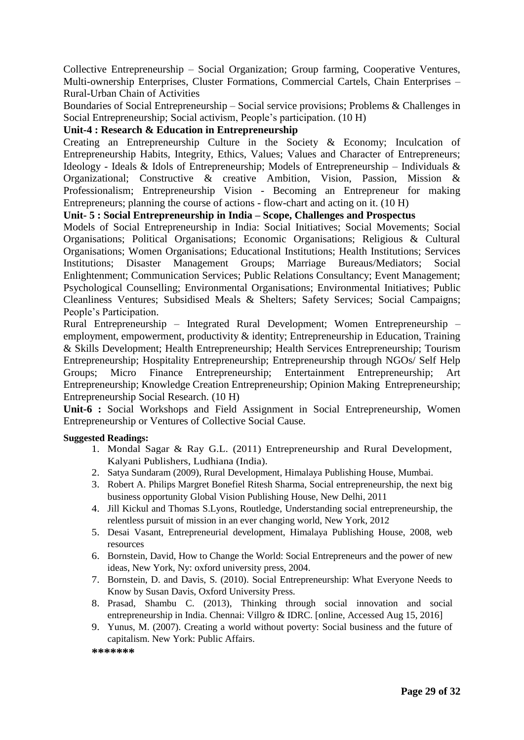Collective Entrepreneurship – Social Organization; Group farming, Cooperative Ventures, Multi-ownership Enterprises, Cluster Formations, Commercial Cartels, Chain Enterprises – Rural-Urban Chain of Activities

Boundaries of Social Entrepreneurship – Social service provisions; Problems & Challenges in Social Entrepreneurship; Social activism, People's participation. (10 H)

**Unit-4 : Research & Education in Entrepreneurship**

Creating an Entrepreneurship Culture in the Society & Economy; Inculcation of Entrepreneurship Habits, Integrity, Ethics, Values; Values and Character of Entrepreneurs; Ideology - Ideals & Idols of Entrepreneurship; Models of Entrepreneurship – Individuals & Organizational; Constructive & creative Ambition, Vision, Passion, Mission & Professionalism; Entrepreneurship Vision - Becoming an Entrepreneur for making Entrepreneurs; planning the course of actions - flow-chart and acting on it. (10 H)

**Unit- 5 : Social Entrepreneurship in India – Scope, Challenges and Prospectus**

Models of Social Entrepreneurship in India: Social Initiatives; Social Movements; Social Organisations; Political Organisations; Economic Organisations; Religious & Cultural Organisations; Women Organisations; Educational Institutions; Health Institutions; Services Institutions; Disaster Management Groups; Marriage Bureaus/Mediators; Social Enlightenment; Communication Services; Public Relations Consultancy; Event Management; Psychological Counselling; Environmental Organisations; Environmental Initiatives; Public Cleanliness Ventures; Subsidised Meals & Shelters; Safety Services; Social Campaigns; People's Participation.

Rural Entrepreneurship – Integrated Rural Development; Women Entrepreneurship – employment, empowerment, productivity & identity; Entrepreneurship in Education, Training & Skills Development; Health Entrepreneurship; Health Services Entrepreneurship; Tourism Entrepreneurship; Hospitality Entrepreneurship; Entrepreneurship through NGOs/ Self Help Groups; Micro Finance Entrepreneurship; Entertainment Entrepreneurship; Art Entrepreneurship; Knowledge Creation Entrepreneurship; Opinion Making Entrepreneurship; Entrepreneurship Social Research. (10 H)

**Unit-6 :** Social Workshops and Field Assignment in Social Entrepreneurship, Women Entrepreneurship or Ventures of Collective Social Cause.

**Suggested Readings:**

1. Mondal Sagar & Ray G.L. (2011) Entrepreneurship and Rural Development, Kalyani Publishers, Ludhiana (India).
2. Satya Sundaram (2009), Rural Development, Himalaya Publishing House, Mumbai.
3. Robert A. Philips Margret Bonefiel Ritesh Sharma, Social entrepreneurship, the next big business opportunity Global Vision Publishing House, New Delhi, 2011
4. Jill Kickul and Thomas S.Lyons, Routledge, Understanding social entrepreneurship, the relentless pursuit of mission in an ever changing world, New York, 2012
5. Desai Vasant, Entrepreneurial development, Himalaya Publishing House, 2008, web resources
6. Bornstein, David, How to Change the World: Social Entrepreneurs and the power of new ideas, New York, Ny: oxford university press, 2004.
7. Bornstein, D. and Davis, S. (2010). Social Entrepreneurship: What Everyone Needs to Know by Susan Davis, Oxford University Press.
8. Prasad, Shambu C. (2013), Thinking through social innovation and social entrepreneurship in India. Chennai: Villgro & IDRC. [online, Accessed Aug 15, 2016]
9. Yunus, M. (2007). Creating a world without poverty: Social business and the future of capitalism. New York: Public Affairs.

**\*\*\*\*\*\*\***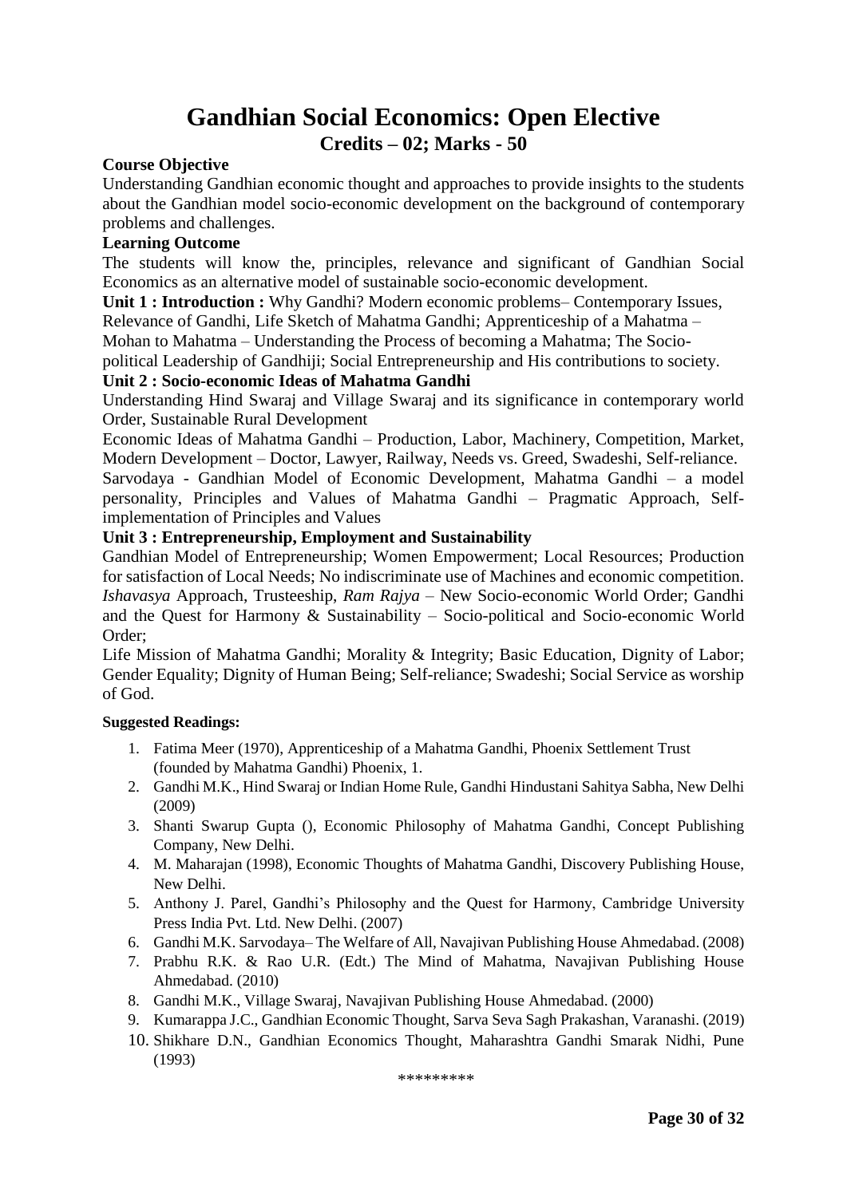# Gandhian Social Economics: Open Elective

## Credits – 02; Marks - 50

**Course Objective**

Understanding Gandhian economic thought and approaches to provide insights to the students about the Gandhian model socio-economic development on the background of contemporary problems and challenges.

**Learning Outcome**

The students will know the, principles, relevance and significant of Gandhian Social Economics as an alternative model of sustainable socio-economic development.

**Unit 1 : Introduction :** Why Gandhi? Modern economic problems– Contemporary Issues, Relevance of Gandhi, Life Sketch of Mahatma Gandhi; Apprenticeship of a Mahatma – Mohan to Mahatma – Understanding the Process of becoming a Mahatma; The Socio-political Leadership of Gandhiji; Social Entrepreneurship and His contributions to society.

**Unit 2 : Socio-economic Ideas of Mahatma Gandhi**

Understanding Hind Swaraj and Village Swaraj and its significance in contemporary world Order, Sustainable Rural Development

Economic Ideas of Mahatma Gandhi – Production, Labor, Machinery, Competition, Market, Modern Development – Doctor, Lawyer, Railway, Needs vs. Greed, Swadeshi, Self-reliance.

Sarvodaya - Gandhian Model of Economic Development, Mahatma Gandhi – a model personality, Principles and Values of Mahatma Gandhi – Pragmatic Approach, Self-implementation of Principles and Values

**Unit 3 : Entrepreneurship, Employment and Sustainability**

Gandhian Model of Entrepreneurship; Women Empowerment; Local Resources; Production for satisfaction of Local Needs; No indiscriminate use of Machines and economic competition. *Ishavasya* Approach, Trusteeship, *Ram Rajya* – New Socio-economic World Order; Gandhi and the Quest for Harmony & Sustainability – Socio-political and Socio-economic World Order;

Life Mission of Mahatma Gandhi; Morality & Integrity; Basic Education, Dignity of Labor; Gender Equality; Dignity of Human Being; Self-reliance; Swadeshi; Social Service as worship of God.

**Suggested Readings:**

1. Fatima Meer (1970), Apprenticeship of a Mahatma Gandhi, Phoenix Settlement Trust (founded by Mahatma Gandhi) Phoenix, 1.
2. Gandhi M.K., Hind Swaraj or Indian Home Rule, Gandhi Hindustani Sahitya Sabha, New Delhi (2009)
3. Shanti Swarup Gupta (), Economic Philosophy of Mahatma Gandhi, Concept Publishing Company, New Delhi.
4. M. Maharajan (1998), Economic Thoughts of Mahatma Gandhi, Discovery Publishing House, New Delhi.
5. Anthony J. Parel, Gandhi's Philosophy and the Quest for Harmony, Cambridge University Press India Pvt. Ltd. New Delhi. (2007)
6. Gandhi M.K. Sarvodaya– The Welfare of All, Navajivan Publishing House Ahmedabad. (2008)
7. Prabhu R.K. & Rao U.R. (Edt.) The Mind of Mahatma, Navajivan Publishing House Ahmedabad. (2010)
8. Gandhi M.K., Village Swaraj, Navajivan Publishing House Ahmedabad. (2000)
9. Kumarappa J.C., Gandhian Economic Thought, Sarva Seva Sagh Prakashan, Varanashi. (2019)
10. Shikhare D.N., Gandhian Economics Thought, Maharashtra Gandhi Smarak Nidhi, Pune (1993)

*********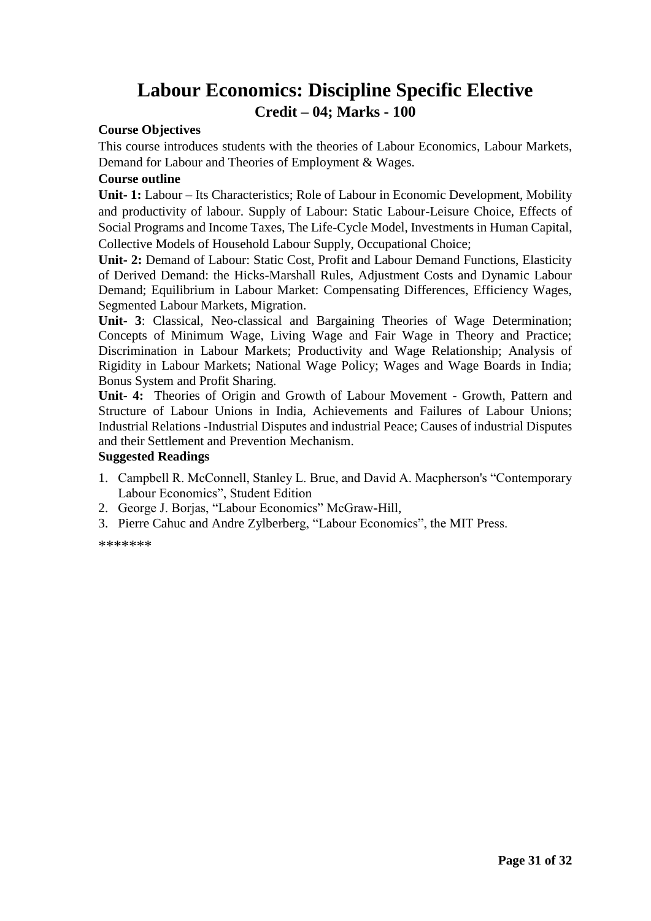# Labour Economics: Discipline Specific Elective

## Credit – 04; Marks - 100

**Course Objectives**

This course introduces students with the theories of Labour Economics, Labour Markets, Demand for Labour and Theories of Employment & Wages.

**Course outline**

**Unit- 1:** Labour – Its Characteristics; Role of Labour in Economic Development, Mobility and productivity of labour. Supply of Labour: Static Labour-Leisure Choice, Effects of Social Programs and Income Taxes, The Life-Cycle Model, Investments in Human Capital, Collective Models of Household Labour Supply, Occupational Choice;

**Unit- 2:** Demand of Labour: Static Cost, Profit and Labour Demand Functions, Elasticity of Derived Demand: the Hicks-Marshall Rules, Adjustment Costs and Dynamic Labour Demand; Equilibrium in Labour Market: Compensating Differences, Efficiency Wages, Segmented Labour Markets, Migration.

**Unit- 3**: Classical, Neo-classical and Bargaining Theories of Wage Determination; Concepts of Minimum Wage, Living Wage and Fair Wage in Theory and Practice; Discrimination in Labour Markets; Productivity and Wage Relationship; Analysis of Rigidity in Labour Markets; National Wage Policy; Wages and Wage Boards in India; Bonus System and Profit Sharing.

**Unit- 4:** Theories of Origin and Growth of Labour Movement - Growth, Pattern and Structure of Labour Unions in India, Achievements and Failures of Labour Unions; Industrial Relations -Industrial Disputes and industrial Peace; Causes of industrial Disputes and their Settlement and Prevention Mechanism.

**Suggested Readings**

1. Campbell R. McConnell, Stanley L. Brue, and David A. Macpherson's "Contemporary Labour Economics", Student Edition
2. George J. Borjas, "Labour Economics" McGraw-Hill,
3. Pierre Cahuc and Andre Zylberberg, "Labour Economics", the MIT Press.

*******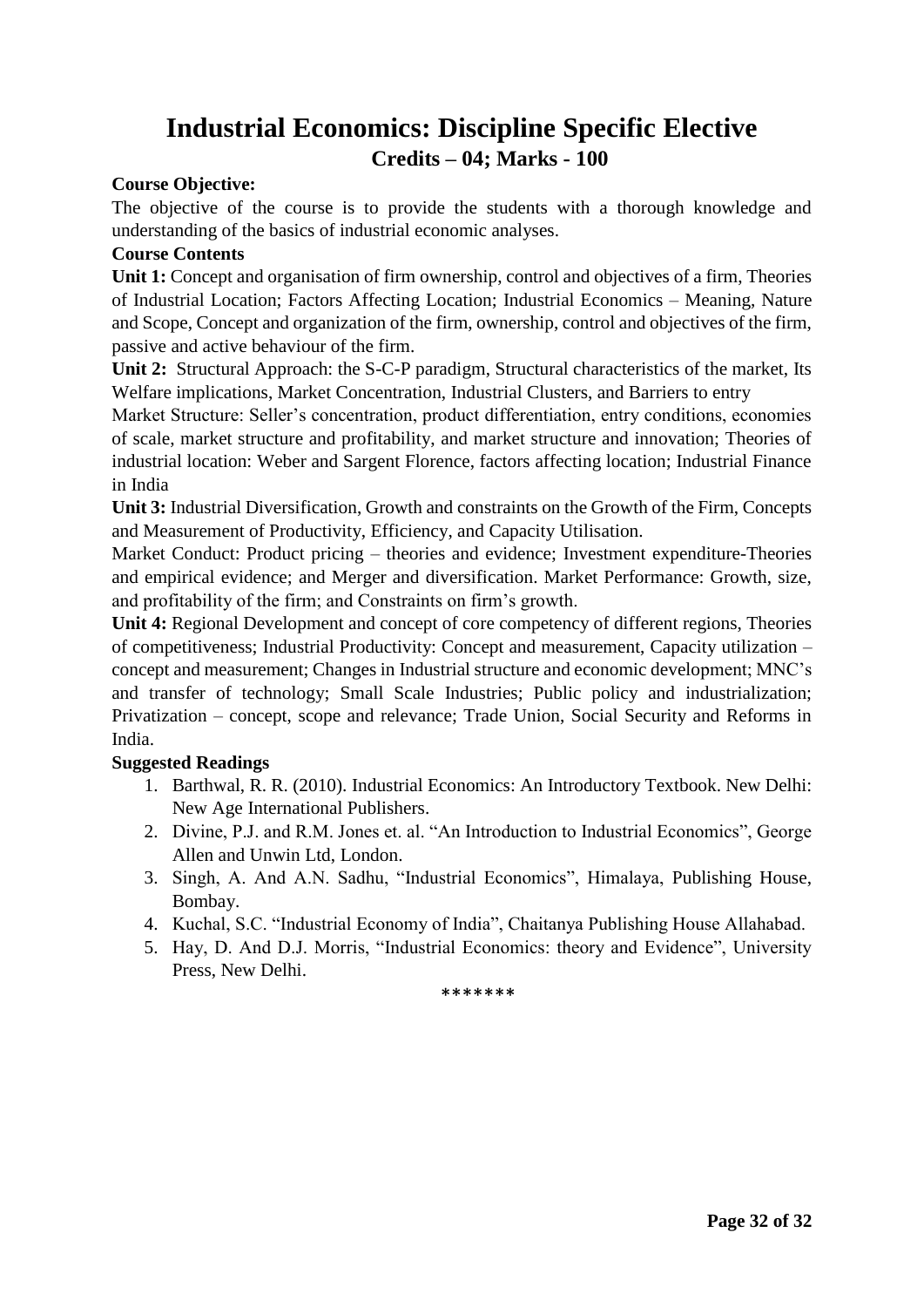# Industrial Economics: Discipline Specific Elective

## Credits – 04; Marks - 100

**Course Objective:**

The objective of the course is to provide the students with a thorough knowledge and understanding of the basics of industrial economic analyses.

**Course Contents**

**Unit 1:** Concept and organisation of firm ownership, control and objectives of a firm, Theories of Industrial Location; Factors Affecting Location; Industrial Economics – Meaning, Nature and Scope, Concept and organization of the firm, ownership, control and objectives of the firm, passive and active behaviour of the firm.

**Unit 2:** Structural Approach: the S-C-P paradigm, Structural characteristics of the market, Its Welfare implications, Market Concentration, Industrial Clusters, and Barriers to entry

Market Structure: Seller's concentration, product differentiation, entry conditions, economies of scale, market structure and profitability, and market structure and innovation; Theories of industrial location: Weber and Sargent Florence, factors affecting location; Industrial Finance in India

**Unit 3:** Industrial Diversification, Growth and constraints on the Growth of the Firm, Concepts and Measurement of Productivity, Efficiency, and Capacity Utilisation.

Market Conduct: Product pricing – theories and evidence; Investment expenditure-Theories and empirical evidence; and Merger and diversification. Market Performance: Growth, size, and profitability of the firm; and Constraints on firm's growth.

**Unit 4:** Regional Development and concept of core competency of different regions, Theories of competitiveness; Industrial Productivity: Concept and measurement, Capacity utilization – concept and measurement; Changes in Industrial structure and economic development; MNC's and transfer of technology; Small Scale Industries; Public policy and industrialization; Privatization – concept, scope and relevance; Trade Union, Social Security and Reforms in India.

**Suggested Readings**

1. Barthwal, R. R. (2010). Industrial Economics: An Introductory Textbook. New Delhi: New Age International Publishers.
2. Divine, P.J. and R.M. Jones et. al. "An Introduction to Industrial Economics", George Allen and Unwin Ltd, London.
3. Singh, A. And A.N. Sadhu, "Industrial Economics", Himalaya, Publishing House, Bombay.
4. Kuchal, S.C. "Industrial Economy of India", Chaitanya Publishing House Allahabad.
5. Hay, D. And D.J. Morris, "Industrial Economics: theory and Evidence", University Press, New Delhi.

*******